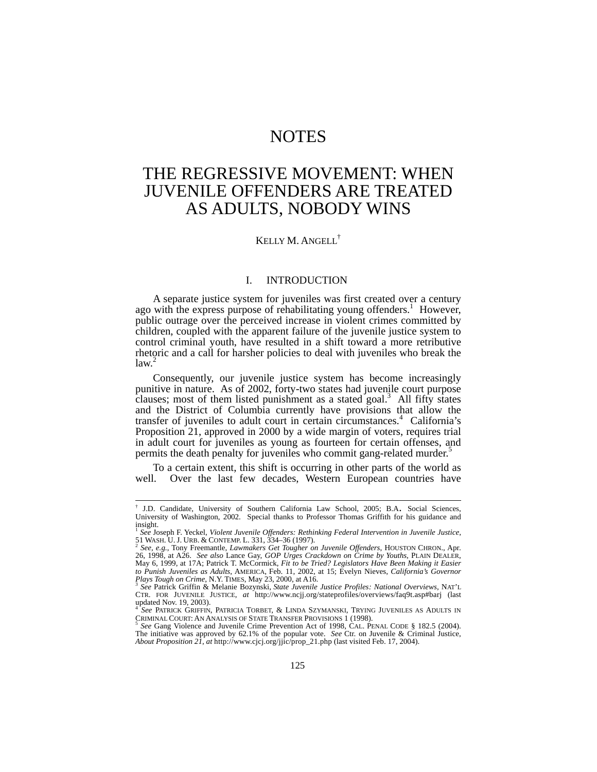# NOTES

# THE REGRESSIVE MOVEMENT: WHEN JUVENILE OFFENDERS ARE TREATED AS ADULTS, NOBODY WINS

KELLY M. ANGELL[†]

## I. INTRODUCTION

A separate justice system for juveniles was first created over a century ago with the express purpose of rehabilitating young offenders.[1] However, public outrage over the perceived increase in violent crimes committed by children, coupled with the apparent failure of the juvenile justice system to control criminal youth, have resulted in a shift toward a more retributive rhetoric and a call for harsher policies to deal with juveniles who break the law.[2]

Consequently, our juvenile justice system has become increasingly punitive in nature. As of 2002, forty-two states had juvenile court purpose clauses; most of them listed punishment as a stated goal.[3] All fifty states and the District of Columbia currently have provisions that allow the transfer of juveniles to adult court in certain circumstances.[4] California's Proposition 21, approved in 2000 by a wide margin of voters, requires trial in adult court for juveniles as young as fourteen for certain offenses, and permits the death penalty for juveniles who commit gang-related murder.[5]

To a certain extent, this shift is occurring in other parts of the world as well. Over the last few decades, Western European countries have

---

[†] J.D. Candidate, University of Southern California Law School, 2005; B.A. Social Sciences, University of Washington, 2002. Special thanks to Professor Thomas Griffith for his guidance and insight.

[1] *See* Joseph F. Yeckel, *Violent Juvenile Offenders: Rethinking Federal Intervention in Juvenile Justice*, 51 WASH. U. J. URB. & CONTEMP. L. 331, 334–36 (1997).

[2] *See, e.g.*, Tony Freemantle, *Lawmakers Get Tougher on Juvenile Offenders*, HOUSTON CHRON., Apr. 26, 1998, at A26. *See also* Lance Gay, *GOP Urges Crackdown on Crime by Youths*, PLAIN DEALER, May 6, 1999, at 17A; Patrick T. McCormick, *Fit to be Tried? Legislators Have Been Making it Easier to Punish Juveniles as Adults*, AMERICA, Feb. 11, 2002, at 15; Evelyn Nieves, *California's Governor Plays Tough on Crime*, N.Y. TIMES, May 23, 2000, at A16.

[3] *See* Patrick Griffin & Melanie Bozynski, *State Juvenile Justice Profiles: National Overviews*, NAT'L CTR. FOR JUVENILE JUSTICE, *at* http://www.ncjj.org/stateprofiles/overviews/faq9t.asp#barj (last updated Nov. 19, 2003).

[4] *See* PATRICK GRIFFIN, PATRICIA TORBET, & LINDA SZYMANSKI, TRYING JUVENILES AS ADULTS IN CRIMINAL COURT: AN ANALYSIS OF STATE TRANSFER PROVISIONS 1 (1998).

[5] *See* Gang Violence and Juvenile Crime Prevention Act of 1998, CAL. PENAL CODE § 182.5 (2004). The initiative was approved by 62.1% of the popular vote. *See* Ctr. on Juvenile & Criminal Justice, *About Proposition 21*, *at* http://www.cjcj.org/jjic/prop_21.php (last visited Feb. 17, 2004).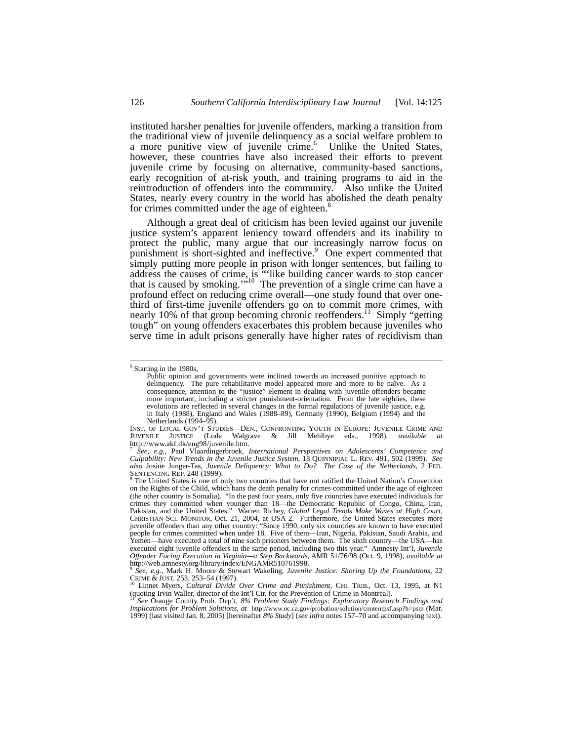instituted harsher penalties for juvenile offenders, marking a transition from the traditional view of juvenile delinquency as a social welfare problem to a more punitive view of juvenile crime.[6] Unlike the United States, however, these countries have also increased their efforts to prevent juvenile crime by focusing on alternative, community-based sanctions, early recognition of at-risk youth, and training programs to aid in the reintroduction of offenders into the community.[7] Also unlike the United States, nearly every country in the world has abolished the death penalty for crimes committed under the age of eighteen.[8]

Although a great deal of criticism has been levied against our juvenile justice system's apparent leniency toward offenders and its inability to protect the public, many argue that our increasingly narrow focus on punishment is short-sighted and ineffective.[9] One expert commented that simply putting more people in prison with longer sentences, but failing to address the causes of crime, is "'like building cancer wards to stop cancer that is caused by smoking.'"[10] The prevention of a single crime can have a profound effect on reducing crime overall—one study found that over one-third of first-time juvenile offenders go on to commit more crimes, with nearly 10% of that group becoming chronic reoffenders.[11] Simply "getting tough" on young offenders exacerbates this problem because juveniles who serve time in adult prisons generally have higher rates of recidivism than

---

[6] Starting in the 1980s,

> Public opinion and governments were inclined towards an increased punitive approach to delinquency. The pure rehabilitative model appeared more and more to be naïve. As a consequence, attention to the "justice" element in dealing with juvenile offenders became more important, including a stricter punishment-orientation. From the late eighties, these evolutions are reflected in several changes in the formal regulations of juvenile justice, e.g. in Italy (1988), England and Wales (1988–89), Germany (1990), Belgium (1994) and the Netherlands (1994–95).

INST. OF LOCAL GOV'T STUDIES—DEN., CONFRONTING YOUTH IN EUROPE: JUVENILE CRIME AND JUVENILE JUSTICE (Lode Walgrave & Jill Mehlbye eds., 1998), *available at* http://www.akf.dk/eng98/juvenile.htm.

[7] *See, e.g.*, Paul Vlaardingerbroek, *International Perspectives on Adolescents' Competence and Culpability: New Trends in the Juvenile Justice System*, 18 QUINNIPIAC L. REV. 491, 502 (1999). *See also* Josine Junger-Tas, *Juvenile Deliquency: What to Do? The Case of the Netherlands*, 2 FED. SENTENCING REP. 248 (1999).

[8] The United States is one of only two countries that have not ratified the United Nation's Convention on the Rights of the Child, which bans the death penalty for crimes committed under the age of eighteen (the other country is Somalia). "In the past four years, only five countries have executed individuals for crimes they committed when younger than 18—the Democratic Republic of Congo, China, Iran, Pakistan, and the United States." Warren Richey, *Global Legal Trends Make Waves at High Court*, CHRISTIAN SCI. MONITOR, Oct. 21, 2004, at USA 2. Furthermore, the United States executes more juvenile offenders than any other country: "Since 1990, only six countries are known to have executed people for crimes committed when under 18. Five of them—Iran, Nigeria, Pakistan, Saudi Arabia, and Yemen—have executed a total of nine such prisoners between them. The sixth country—the USA—has executed eight juvenile offenders in the same period, including two this year." Amnesty Int'l, *Juvenile Offender Facing Execution in Virginia—a Step Backwards*, AMR 51/76/98 (Oct. 9, 1998), *available at* http://web.amnesty.org/library/index/ENGAMR510761998.

[9] *See, e.g.*, Mark H. Moore & Stewart Wakeling, *Juvenile Justice: Shoring Up the Foundations*, 22 CRIME & JUST. 253, 253–54 (1997).

[10] Linnet Myers, *Cultural Divide Over Crime and Punishment*, CHI. TRIB., Oct. 13, 1995, at N1 (quoting Irvin Waller, director of the Int'l Ctr. for the Prevention of Crime in Montreal).

[11] *See* Orange County Prob. Dep't, *8% Problem Study Findings: Exploratory Research Findings and Implications for Problem Solutions*, *at* http://www.oc.ca.gov/probation/solution/contentpsf.asp?h=psm (Mar. 1999) (last visited Jan. 8, 2005) [hereinafter *8% Study*] (*see infra* notes 157–70 and accompanying text).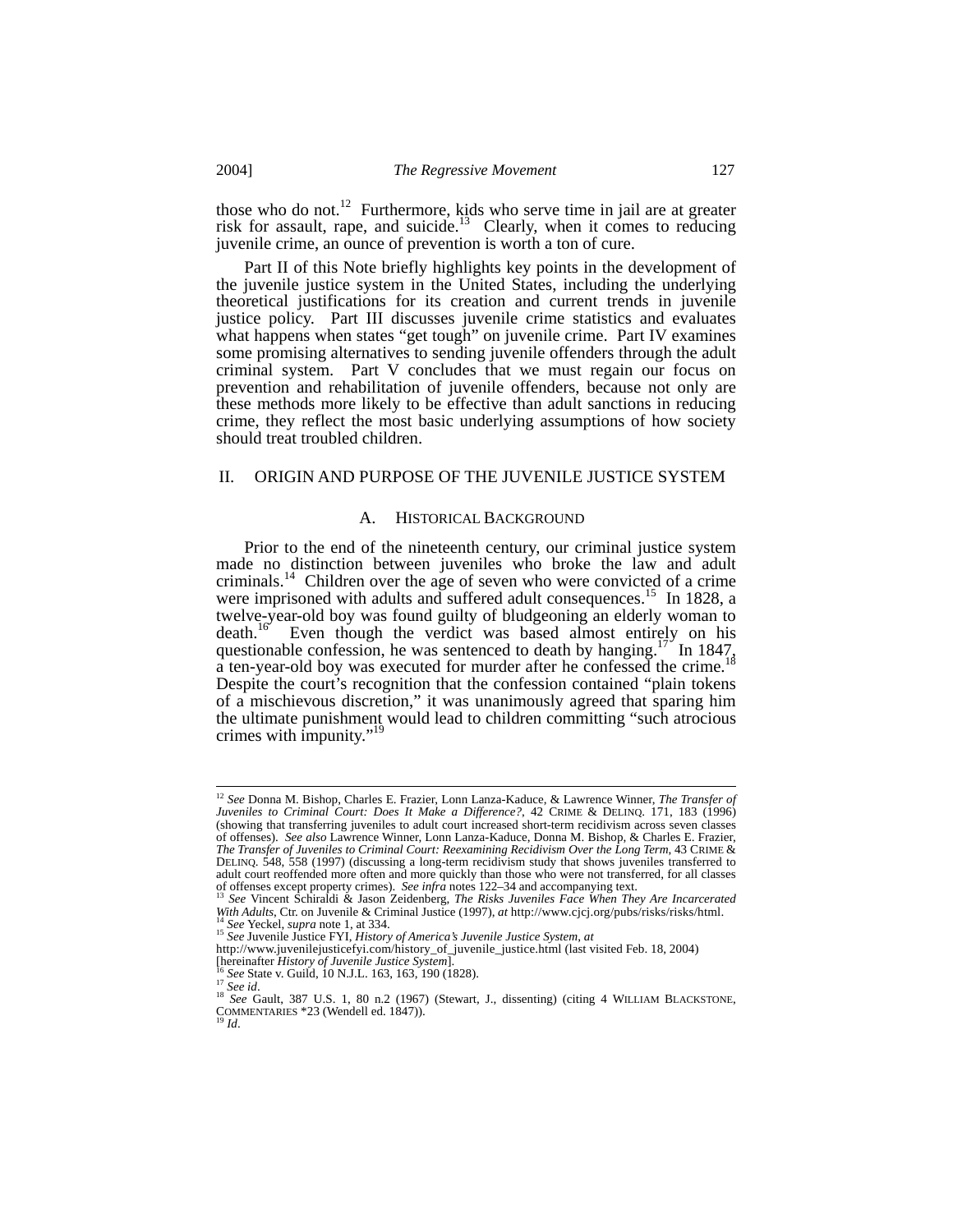those who do not.[12] Furthermore, kids who serve time in jail are at greater risk for assault, rape, and suicide.[13] Clearly, when it comes to reducing juvenile crime, an ounce of prevention is worth a ton of cure.

Part II of this Note briefly highlights key points in the development of the juvenile justice system in the United States, including the underlying theoretical justifications for its creation and current trends in juvenile justice policy. Part III discusses juvenile crime statistics and evaluates what happens when states "get tough" on juvenile crime. Part IV examines some promising alternatives to sending juvenile offenders through the adult criminal system. Part V concludes that we must regain our focus on prevention and rehabilitation of juvenile offenders, because not only are these methods more likely to be effective than adult sanctions in reducing crime, they reflect the most basic underlying assumptions of how society should treat troubled children.

## II. ORIGIN AND PURPOSE OF THE JUVENILE JUSTICE SYSTEM

### A. HISTORICAL BACKGROUND

Prior to the end of the nineteenth century, our criminal justice system made no distinction between juveniles who broke the law and adult criminals.[14] Children over the age of seven who were convicted of a crime were imprisoned with adults and suffered adult consequences.[15] In 1828, a twelve-year-old boy was found guilty of bludgeoning an elderly woman to death.[16] Even though the verdict was based almost entirely on his questionable confession, he was sentenced to death by hanging.[17] In 1847, a ten-year-old boy was executed for murder after he confessed the crime.[18] Despite the court's recognition that the confession contained "plain tokens of a mischievous discretion," it was unanimously agreed that sparing him the ultimate punishment would lead to children committing "such atrocious crimes with impunity."[19]

---

[12] *See* Donna M. Bishop, Charles E. Frazier, Lonn Lanza-Kaduce, & Lawrence Winner, *The Transfer of Juveniles to Criminal Court: Does It Make a Difference?*, 42 CRIME & DELINQ. 171, 183 (1996) (showing that transferring juveniles to adult court increased short-term recidivism across seven classes of offenses). *See also* Lawrence Winner, Lonn Lanza-Kaduce, Donna M. Bishop, & Charles E. Frazier, *The Transfer of Juveniles to Criminal Court: Reexamining Recidivism Over the Long Term*, 43 CRIME & DELINQ. 548, 558 (1997) (discussing a long-term recidivism study that shows juveniles transferred to adult court reoffended more often and more quickly than those who were not transferred, for all classes of offenses except property crimes). *See infra* notes 122–34 and accompanying text.

[13] *See* Vincent Schiraldi & Jason Zeidenberg, *The Risks Juveniles Face When They Are Incarcerated With Adults*, Ctr. on Juvenile & Criminal Justice (1997), *at* http://www.cjcj.org/pubs/risks/risks.html.

[14] *See* Yeckel, *supra* note 1, at 334.

[15] *See* Juvenile Justice FYI, *History of America's Juvenile Justice System*, *at* http://www.juvenilejusticefyi.com/history_of_juvenile_justice.html (last visited Feb. 18, 2004) [hereinafter *History of Juvenile Justice System*].

[16] *See* State v. Guild, 10 N.J.L. 163, 163, 190 (1828).

[17] *See id*.

[18] *See* Gault, 387 U.S. 1, 80 n.2 (1967) (Stewart, J., dissenting) (citing 4 WILLIAM BLACKSTONE, COMMENTARIES *23 (Wendell ed. 1847)).

[19] *Id*.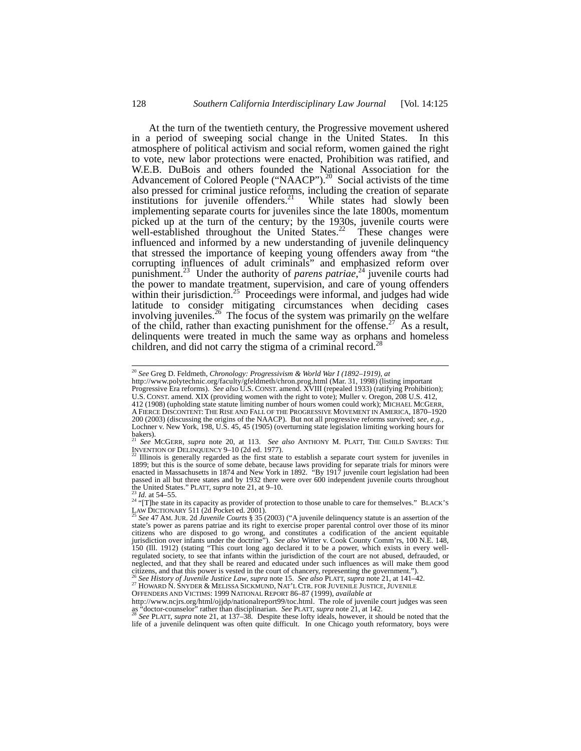At the turn of the twentieth century, the Progressive movement ushered in a period of sweeping social change in the United States. In this atmosphere of political activism and social reform, women gained the right to vote, new labor protections were enacted, Prohibition was ratified, and W.E.B. DuBois and others founded the National Association for the Advancement of Colored People ("NAACP").[20] Social activists of the time also pressed for criminal justice reforms, including the creation of separate institutions for juvenile offenders.[21] While states had slowly been implementing separate courts for juveniles since the late 1800s, momentum picked up at the turn of the century; by the 1930s, juvenile courts were well-established throughout the United States.[22] These changes were influenced and informed by a new understanding of juvenile delinquency that stressed the importance of keeping young offenders away from "the corrupting influences of adult criminals" and emphasized reform over punishment.[23] Under the authority of *parens patriae*,[24] juvenile courts had the power to mandate treatment, supervision, and care of young offenders within their jurisdiction.[25] Proceedings were informal, and judges had wide latitude to consider mitigating circumstances when deciding cases involving juveniles.[26] The focus of the system was primarily on the welfare of the child, rather than exacting punishment for the offense.[27] As a result, delinquents were treated in much the same way as orphans and homeless children, and did not carry the stigma of a criminal record.[28]

---

[20] *See* Greg D. Feldmeth, *Chronology: Progressivism & World War I (1892–1919)*, *at* http://www.polytechnic.org/faculty/gfeldmeth/chron.prog.html (Mar. 31, 1998) (listing important Progressive Era reforms). *See also* U.S. CONST. amend. XVIII (repealed 1933) (ratifying Prohibition); U.S. CONST. amend. XIX (providing women with the right to vote); Muller v. Oregon, 208 U.S. 412, 412 (1908) (upholding state statute limiting number of hours women could work); MICHAEL MCGERR, A FIERCE DISCONTENT: THE RISE AND FALL OF THE PROGRESSIVE MOVEMENT IN AMERICA, 1870–1920 200 (2003) (discussing the origins of the NAACP). But not all progressive reforms survived; *see, e.g.*, Lochner v. New York, 198, U.S. 45, 45 (1905) (overturning state legislation limiting working hours for bakers).

[21] *See* MCGERR, *supra* note 20, at 113. *See also* ANTHONY M. PLATT, THE CHILD SAVERS: THE INVENTION OF DELINQUENCY 9–10 (2d ed. 1977).

[22] Illinois is generally regarded as the first state to establish a separate court system for juveniles in 1899; but this is the source of some debate, because laws providing for separate trials for minors were enacted in Massachusetts in 1874 and New York in 1892. "By 1917 juvenile court legislation had been passed in all but three states and by 1932 there were over 600 independent juvenile courts throughout the United States." PLATT, *supra* note 21, at 9–10.

[23] *Id.* at 54–55.

[24] "[T]he state in its capacity as provider of protection to those unable to care for themselves." BLACK'S LAW DICTIONARY 511 (2d Pocket ed. 2001).

[25] *See* 47 AM. JUR. 2d *Juvenile Courts* § 35 (2003) ("A juvenile delinquency statute is an assertion of the state's power as parens patriae and its right to exercise proper parental control over those of its minor citizens who are disposed to go wrong, and constitutes a codification of the ancient equitable jurisdiction over infants under the doctrine"). *See also* Witter v. Cook County Comm'rs, 100 N.E. 148, 150 (Ill. 1912) (stating "This court long ago declared it to be a power, which exists in every well-regulated society, to see that infants within the jurisdiction of the court are not abused, defrauded, or neglected, and that they shall be reared and educated under such influences as will make them good citizens, and that this power is vested in the court of chancery, representing the government.").

[26] *See History of Juvenile Justice Law*, *supra* note 15. *See also* PLATT, *supra* note 21, at 141–42.

[27] HOWARD N. SNYDER & MELISSA SICKMUND, NAT'L CTR. FOR JUVENILE JUSTICE, JUVENILE OFFENDERS AND VICTIMS: 1999 NATIONAL REPORT 86–87 (1999), *available at* http://www.ncjrs.org/html/ojjdp/nationalreport99/toc.html. The role of juvenile court judges was seen as "doctor-counselor" rather than disciplinarian. *See* PLATT, *supra* note 21, at 142.

[28] *See* PLATT, *supra* note 21, at 137–38. Despite these lofty ideals, however, it should be noted that the life of a juvenile delinquent was often quite difficult. In one Chicago youth reformatory, boys were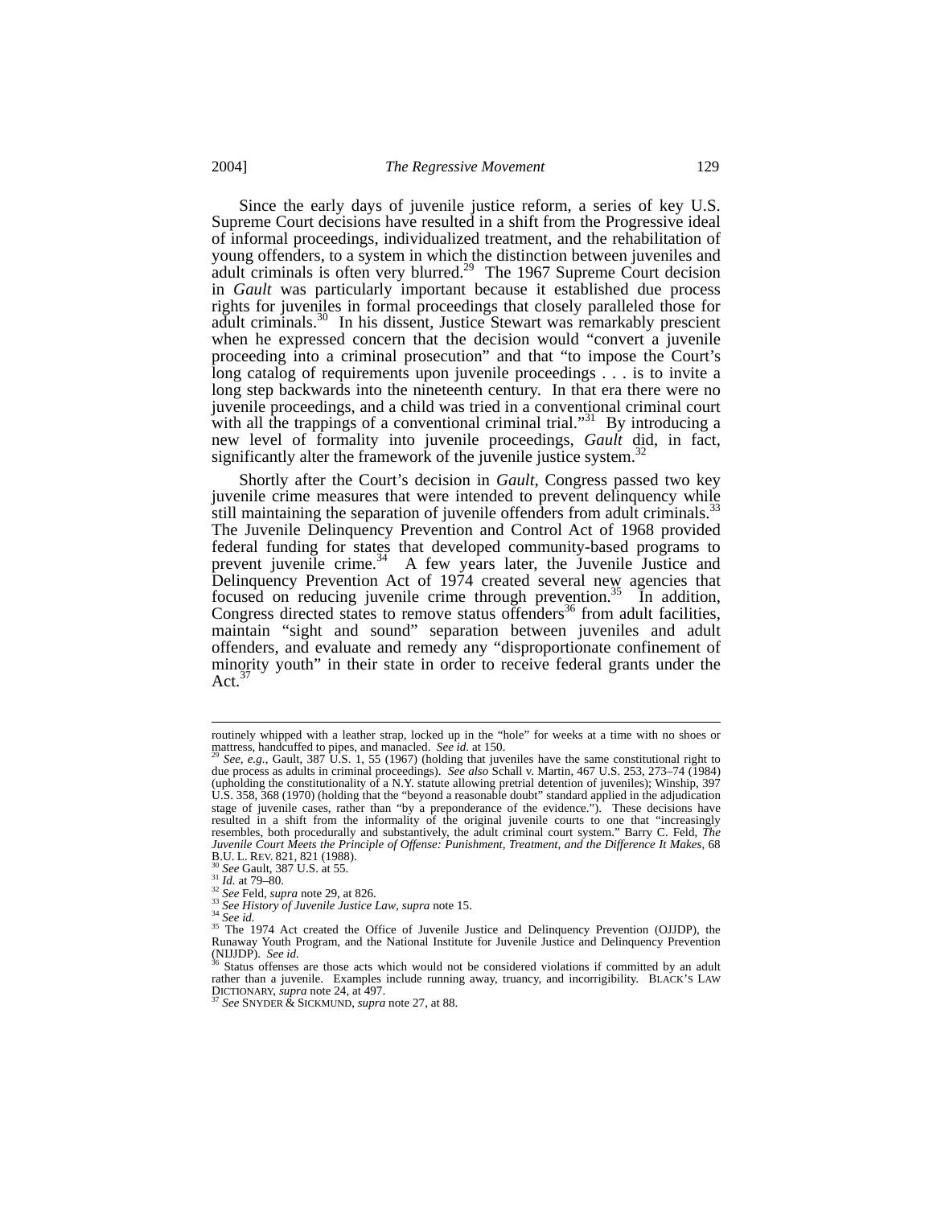Since the early days of juvenile justice reform, a series of key U.S. Supreme Court decisions have resulted in a shift from the Progressive ideal of informal proceedings, individualized treatment, and the rehabilitation of young offenders, to a system in which the distinction between juveniles and adult criminals is often very blurred.[29] The 1967 Supreme Court decision in *Gault* was particularly important because it established due process rights for juveniles in formal proceedings that closely paralleled those for adult criminals.[30] In his dissent, Justice Stewart was remarkably prescient when he expressed concern that the decision would "convert a juvenile proceeding into a criminal prosecution" and that "to impose the Court's long catalog of requirements upon juvenile proceedings . . . is to invite a long step backwards into the nineteenth century. In that era there were no juvenile proceedings, and a child was tried in a conventional criminal court with all the trappings of a conventional criminal trial."[31] By introducing a new level of formality into juvenile proceedings, *Gault* did, in fact, significantly alter the framework of the juvenile justice system.[32]

Shortly after the Court's decision in *Gault*, Congress passed two key juvenile crime measures that were intended to prevent delinquency while still maintaining the separation of juvenile offenders from adult criminals.[33] The Juvenile Delinquency Prevention and Control Act of 1968 provided federal funding for states that developed community-based programs to prevent juvenile crime.[34] A few years later, the Juvenile Justice and Delinquency Prevention Act of 1974 created several new agencies that focused on reducing juvenile crime through prevention.[35] In addition, Congress directed states to remove status offenders[36] from adult facilities, maintain "sight and sound" separation between juveniles and adult offenders, and evaluate and remedy any "disproportionate confinement of minority youth" in their state in order to receive federal grants under the Act.[37]

---

routinely whipped with a leather strap, locked up in the "hole" for weeks at a time with no shoes or mattress, handcuffed to pipes, and manacled. *See id.* at 150.

[29] *See, e.g.*, Gault, 387 U.S. 1, 55 (1967) (holding that juveniles have the same constitutional right to due process as adults in criminal proceedings). *See also* Schall v. Martin, 467 U.S. 253, 273–74 (1984) (upholding the constitutionality of a N.Y. statute allowing pretrial detention of juveniles); Winship, 397 U.S. 358, 368 (1970) (holding that the "beyond a reasonable doubt" standard applied in the adjudication stage of juvenile cases, rather than "by a preponderance of the evidence."). These decisions have resulted in a shift from the informality of the original juvenile courts to one that "increasingly resembles, both procedurally and substantively, the adult criminal court system." Barry C. Feld, *The Juvenile Court Meets the Principle of Offense: Punishment, Treatment, and the Difference It Makes*, 68 B.U. L. REV. 821, 821 (1988).

[30] *See* Gault, 387 U.S. at 55.

[31] *Id.* at 79–80.

[32] *See* Feld, *supra* note 29, at 826.

[33] *See History of Juvenile Justice Law*, *supra* note 15.

[34] *See id.*

[35] The 1974 Act created the Office of Juvenile Justice and Delinquency Prevention (OJJDP), the Runaway Youth Program, and the National Institute for Juvenile Justice and Delinquency Prevention (NIJJDP). *See id.*

[36] Status offenses are those acts which would not be considered violations if committed by an adult rather than a juvenile. Examples include running away, truancy, and incorrigibility. BLACK'S LAW DICTIONARY, *supra* note 24, at 497.

[37] *See* SNYDER & SICKMUND, *supra* note 27, at 88.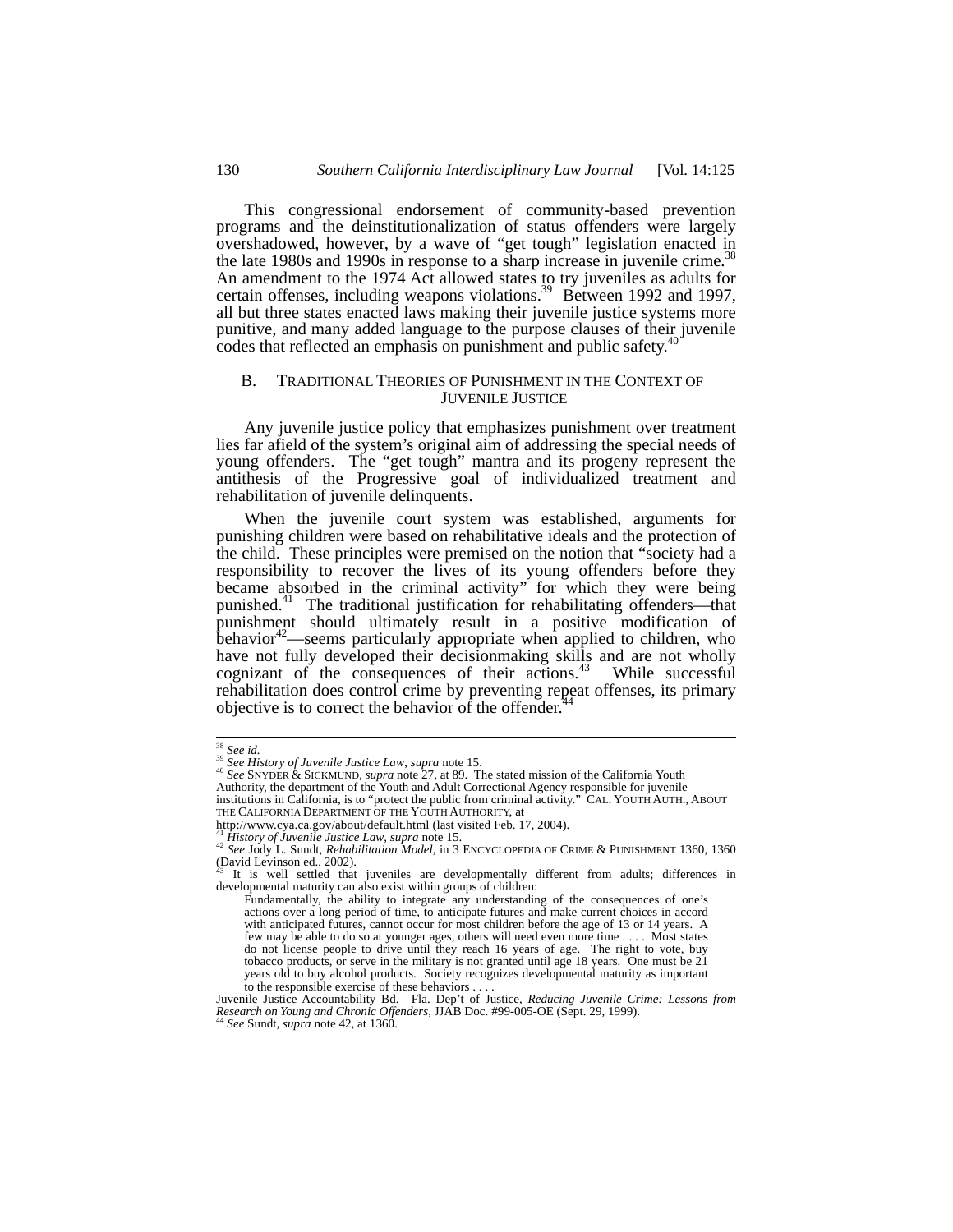This congressional endorsement of community-based prevention programs and the deinstitutionalization of status offenders were largely overshadowed, however, by a wave of "get tough" legislation enacted in the late 1980s and 1990s in response to a sharp increase in juvenile crime.[38] An amendment to the 1974 Act allowed states to try juveniles as adults for certain offenses, including weapons violations.[39] Between 1992 and 1997, all but three states enacted laws making their juvenile justice systems more punitive, and many added language to the purpose clauses of their juvenile codes that reflected an emphasis on punishment and public safety.[40]

## B. TRADITIONAL THEORIES OF PUNISHMENT IN THE CONTEXT OF JUVENILE JUSTICE

Any juvenile justice policy that emphasizes punishment over treatment lies far afield of the system's original aim of addressing the special needs of young offenders. The "get tough" mantra and its progeny represent the antithesis of the Progressive goal of individualized treatment and rehabilitation of juvenile delinquents.

When the juvenile court system was established, arguments for punishing children were based on rehabilitative ideals and the protection of the child. These principles were premised on the notion that "society had a responsibility to recover the lives of its young offenders before they became absorbed in the criminal activity" for which they were being punished.[41] The traditional justification for rehabilitating offenders—that punishment should ultimately result in a positive modification of behavior[42]—seems particularly appropriate when applied to children, who have not fully developed their decisionmaking skills and are not wholly cognizant of the consequences of their actions.[43] While successful rehabilitation does control crime by preventing repeat offenses, its primary objective is to correct the behavior of the offender.[44]

---

[38] *See id.*

[39] *See History of Juvenile Justice Law*, *supra* note 15.

[40] *See* SNYDER & SICKMUND, *supra* note 27, at 89. The stated mission of the California Youth Authority, the department of the Youth and Adult Correctional Agency responsible for juvenile institutions in California, is to "protect the public from criminal activity." CAL. YOUTH AUTH., ABOUT THE CALIFORNIA DEPARTMENT OF THE YOUTH AUTHORITY, at http://www.cya.ca.gov/about/default.html (last visited Feb. 17, 2004).

[41] *History of Juvenile Justice Law*, *supra* note 15.

[42] *See* Jody L. Sundt, *Rehabilitation Model*, in 3 ENCYCLOPEDIA OF CRIME & PUNISHMENT 1360, 1360 (David Levinson ed., 2002).

[43] It is well settled that juveniles are developmentally different from adults; differences in developmental maturity can also exist within groups of children:

> Fundamentally, the ability to integrate any understanding of the consequences of one's actions over a long period of time, to anticipate futures and make current choices in accord with anticipated futures, cannot occur for most children before the age of 13 or 14 years. A few may be able to do so at younger ages, others will need even more time . . . . Most states do not license people to drive until they reach 16 years of age. The right to vote, buy tobacco products, or serve in the military is not granted until age 18 years. One must be 21 years old to buy alcohol products. Society recognizes developmental maturity as important to the responsible exercise of these behaviors . . . .

Juvenile Justice Accountability Bd.—Fla. Dep't of Justice, *Reducing Juvenile Crime: Lessons from Research on Young and Chronic Offenders*, JJAB Doc. #99-005-OE (Sept. 29, 1999).

[44] *See* Sundt, *supra* note 42, at 1360.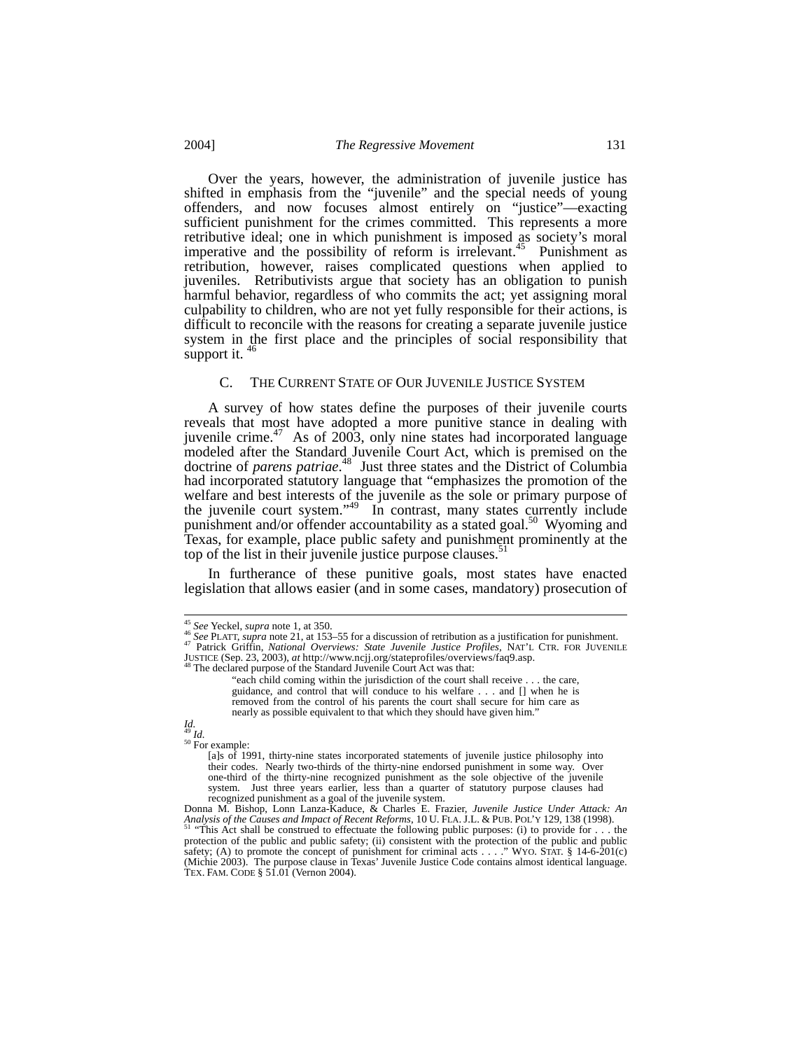Over the years, however, the administration of juvenile justice has shifted in emphasis from the "juvenile" and the special needs of young offenders, and now focuses almost entirely on "justice"—exacting sufficient punishment for the crimes committed. This represents a more retributive ideal; one in which punishment is imposed as society's moral imperative and the possibility of reform is irrelevant.[45] Punishment as retribution, however, raises complicated questions when applied to juveniles. Retributivists argue that society has an obligation to punish harmful behavior, regardless of who commits the act; yet assigning moral culpability to children, who are not yet fully responsible for their actions, is difficult to reconcile with the reasons for creating a separate juvenile justice system in the first place and the principles of social responsibility that support it.[46]

### C. THE CURRENT STATE OF OUR JUVENILE JUSTICE SYSTEM

A survey of how states define the purposes of their juvenile courts reveals that most have adopted a more punitive stance in dealing with juvenile crime.[47] As of 2003, only nine states had incorporated language modeled after the Standard Juvenile Court Act, which is premised on the doctrine of *parens patriae*.[48] Just three states and the District of Columbia had incorporated statutory language that "emphasizes the promotion of the welfare and best interests of the juvenile as the sole or primary purpose of the juvenile court system."[49] In contrast, many states currently include punishment and/or offender accountability as a stated goal.[50] Wyoming and Texas, for example, place public safety and punishment prominently at the top of the list in their juvenile justice purpose clauses.[51]

In furtherance of these punitive goals, most states have enacted legislation that allows easier (and in some cases, mandatory) prosecution of

---

[45] *See* Yeckel, *supra* note 1, at 350.

[46] *See* PLATT, *supra* note 21, at 153–55 for a discussion of retribution as a justification for punishment.

[47] Patrick Griffin, *National Overviews: State Juvenile Justice Profiles*, NAT'L CTR. FOR JUVENILE JUSTICE (Sep. 23, 2003), *at* http://www.ncjj.org/stateprofiles/overviews/faq9.asp.

[48] The declared purpose of the Standard Juvenile Court Act was that:

> "each child coming within the jurisdiction of the court shall receive . . . the care, guidance, and control that will conduce to his welfare . . . and [] when he is removed from the control of his parents the court shall secure for him care as nearly as possible equivalent to that which they should have given him."

*Id.*

[49] *Id.*

[50] For example:

> [a]s of 1991, thirty-nine states incorporated statements of juvenile justice philosophy into their codes. Nearly two-thirds of the thirty-nine endorsed punishment in some way. Over one-third of the thirty-nine recognized punishment as the sole objective of the juvenile system. Just three years earlier, less than a quarter of statutory purpose clauses had recognized punishment as a goal of the juvenile system.

Donna M. Bishop, Lonn Lanza-Kaduce, & Charles E. Frazier, *Juvenile Justice Under Attack: An Analysis of the Causes and Impact of Recent Reforms*, 10 U. FLA. J.L. & PUB. POL'Y 129, 138 (1998).

[51] "This Act shall be construed to effectuate the following public purposes: (i) to provide for . . . the protection of the public and public safety; (ii) consistent with the protection of the public and public safety; (A) to promote the concept of punishment for criminal acts . . . ." WYO. STAT. § 14-6-201(c) (Michie 2003). The purpose clause in Texas' Juvenile Justice Code contains almost identical language. TEX. FAM. CODE § 51.01 (Vernon 2004).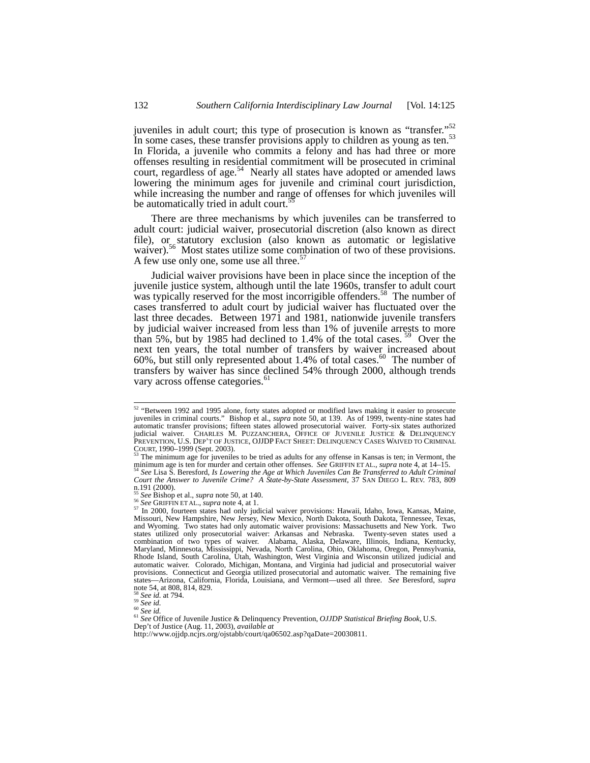juveniles in adult court; this type of prosecution is known as "transfer."[52] In some cases, these transfer provisions apply to children as young as ten.[53] In Florida, a juvenile who commits a felony and has had three or more offenses resulting in residential commitment will be prosecuted in criminal court, regardless of age.[54] Nearly all states have adopted or amended laws lowering the minimum ages for juvenile and criminal court jurisdiction, while increasing the number and range of offenses for which juveniles will be automatically tried in adult court.[55]

There are three mechanisms by which juveniles can be transferred to adult court: judicial waiver, prosecutorial discretion (also known as direct file), or statutory exclusion (also known as automatic or legislative waiver).[56] Most states utilize some combination of two of these provisions. A few use only one, some use all three.[57]

Judicial waiver provisions have been in place since the inception of the juvenile justice system, although until the late 1960s, transfer to adult court was typically reserved for the most incorrigible offenders.[58] The number of cases transferred to adult court by judicial waiver has fluctuated over the last three decades. Between 1971 and 1981, nationwide juvenile transfers by judicial waiver increased from less than 1% of juvenile arrests to more than 5%, but by 1985 had declined to 1.4% of the total cases.[59] Over the next ten years, the total number of transfers by waiver increased about 60%, but still only represented about 1.4% of total cases.[60] The number of transfers by waiver has since declined 54% through 2000, although trends vary across offense categories.[61]

---

[52] "Between 1992 and 1995 alone, forty states adopted or modified laws making it easier to prosecute juveniles in criminal courts." Bishop et al., *supra* note 50, at 139. As of 1999, twenty-nine states had automatic transfer provisions; fifteen states allowed prosecutorial waiver. Forty-six states authorized judicial waiver. CHARLES M. PUZZANCHERA, OFFICE OF JUVENILE JUSTICE & DELINQUENCY PREVENTION, U.S. DEP'T OF JUSTICE, OJJDP FACT SHEET: DELINQUENCY CASES WAIVED TO CRIMINAL COURT, 1990–1999 (Sept. 2003).

[53] The minimum age for juveniles to be tried as adults for any offense in Kansas is ten; in Vermont, the minimum age is ten for murder and certain other offenses. *See* GRIFFIN ET AL., *supra* note 4, at 14–15.

[54] *See* Lisa S. Beresford, *Is Lowering the Age at Which Juveniles Can Be Transferred to Adult Criminal Court the Answer to Juvenile Crime? A State-by-State Assessment*, 37 SAN DIEGO L. REV. 783, 809 n.191 (2000).

[55] *See* Bishop et al., *supra* note 50, at 140.

[56] *See* GRIFFIN ET AL., *supra* note 4, at 1.

[57] In 2000, fourteen states had only judicial waiver provisions: Hawaii, Idaho, Iowa, Kansas, Maine, Missouri, New Hampshire, New Jersey, New Mexico, North Dakota, South Dakota, Tennessee, Texas, and Wyoming. Two states had only automatic waiver provisions: Massachusetts and New York. Two states utilized only prosecutorial waiver: Arkansas and Nebraska. Twenty-seven states used a combination of two types of waiver. Alabama, Alaska, Delaware, Illinois, Indiana, Kentucky, Maryland, Minnesota, Mississippi, Nevada, North Carolina, Ohio, Oklahoma, Oregon, Pennsylvania, Rhode Island, South Carolina, Utah, Washington, West Virginia and Wisconsin utilized judicial and automatic waiver. Colorado, Michigan, Montana, and Virginia had judicial and prosecutorial waiver provisions. Connecticut and Georgia utilized prosecutorial and automatic waiver. The remaining five states—Arizona, California, Florida, Louisiana, and Vermont—used all three. *See* Beresford, *supra* note 54, at 808, 814, 829.

[58] *See id.* at 794.

[59] *See id.*

[60] *See id.*

[61] *See* Office of Juvenile Justice & Delinquency Prevention, *OJJDP Statistical Briefing Book*, U.S. Dep't of Justice (Aug. 11, 2003), *available at* http://www.ojjdp.ncjrs.org/ojstabb/court/qa06502.asp?qaDate=20030811.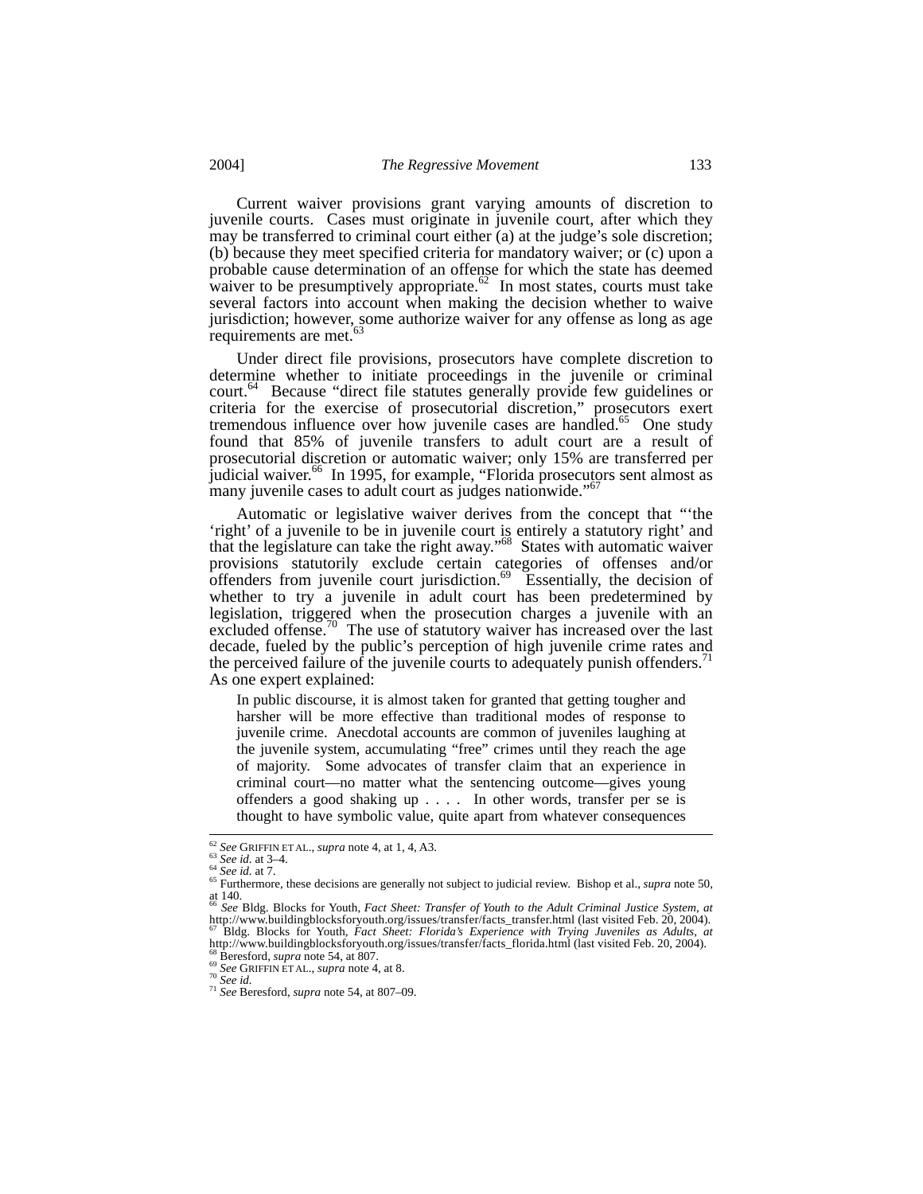Current waiver provisions grant varying amounts of discretion to juvenile courts. Cases must originate in juvenile court, after which they may be transferred to criminal court either (a) at the judge's sole discretion; (b) because they meet specified criteria for mandatory waiver; or (c) upon a probable cause determination of an offense for which the state has deemed waiver to be presumptively appropriate.[62] In most states, courts must take several factors into account when making the decision whether to waive jurisdiction; however, some authorize waiver for any offense as long as age requirements are met.[63]

Under direct file provisions, prosecutors have complete discretion to determine whether to initiate proceedings in the juvenile or criminal court.[64] Because "direct file statutes generally provide few guidelines or criteria for the exercise of prosecutorial discretion," prosecutors exert tremendous influence over how juvenile cases are handled.[65] One study found that 85% of juvenile transfers to adult court are a result of prosecutorial discretion or automatic waiver; only 15% are transferred per judicial waiver.[66] In 1995, for example, "Florida prosecutors sent almost as many juvenile cases to adult court as judges nationwide."[67]

Automatic or legislative waiver derives from the concept that "'the 'right' of a juvenile to be in juvenile court is entirely a statutory right' and that the legislature can take the right away."[68] States with automatic waiver provisions statutorily exclude certain categories of offenses and/or offenders from juvenile court jurisdiction.[69] Essentially, the decision of whether to try a juvenile in adult court has been predetermined by legislation, triggered when the prosecution charges a juvenile with an excluded offense.[70] The use of statutory waiver has increased over the last decade, fueled by the public's perception of high juvenile crime rates and the perceived failure of the juvenile courts to adequately punish offenders.[71] As one expert explained:

> In public discourse, it is almost taken for granted that getting tougher and harsher will be more effective than traditional modes of response to juvenile crime. Anecdotal accounts are common of juveniles laughing at the juvenile system, accumulating "free" crimes until they reach the age of majority. Some advocates of transfer claim that an experience in criminal court—no matter what the sentencing outcome—gives young offenders a good shaking up . . . . In other words, transfer per se is thought to have symbolic value, quite apart from whatever consequences

---

[62] *See* GRIFFIN ET AL., *supra* note 4, at 1, 4, A3.
[63] *See id.* at 3–4.
[64] *See id.* at 7.
[65] Furthermore, these decisions are generally not subject to judicial review. Bishop et al., *supra* note 50, at 140.
[66] *See* Bldg. Blocks for Youth, *Fact Sheet: Transfer of Youth to the Adult Criminal Justice System*, *at* http://www.buildingblocksforyouth.org/issues/transfer/facts_transfer.html (last visited Feb. 20, 2004).
[67] Bldg. Blocks for Youth, *Fact Sheet: Florida's Experience with Trying Juveniles as Adults*, *at* http://www.buildingblocksforyouth.org/issues/transfer/facts_florida.html (last visited Feb. 20, 2004).
[68] Beresford, *supra* note 54, at 807.
[69] *See* GRIFFIN ET AL., *supra* note 4, at 8.
[70] *See id.*
[71] *See* Beresford, *supra* note 54, at 807–09.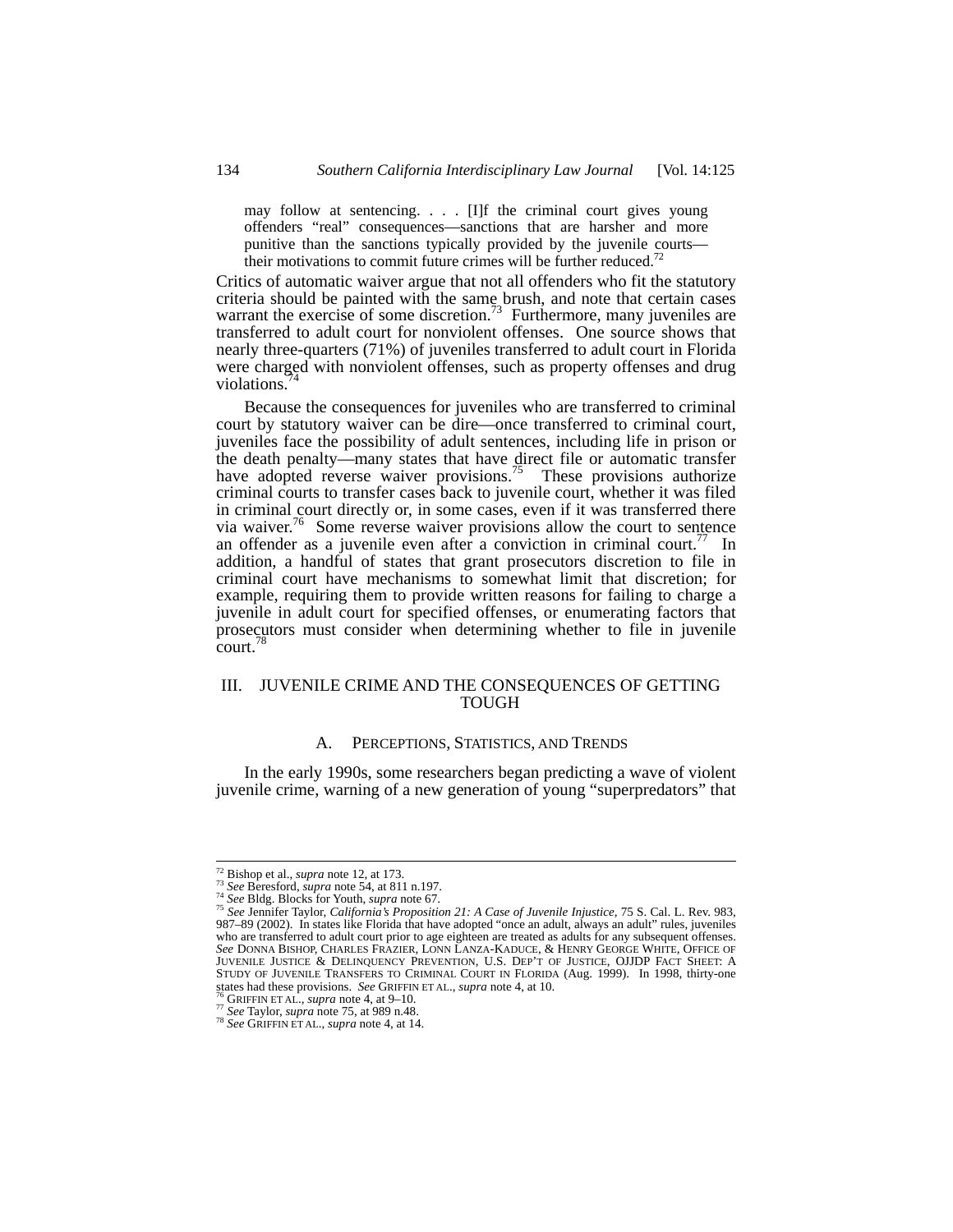> may follow at sentencing. . . . [I]f the criminal court gives young offenders "real" consequences—sanctions that are harsher and more punitive than the sanctions typically provided by the juvenile courts—their motivations to commit future crimes will be further reduced.[72]

Critics of automatic waiver argue that not all offenders who fit the statutory criteria should be painted with the same brush, and note that certain cases warrant the exercise of some discretion.[73] Furthermore, many juveniles are transferred to adult court for nonviolent offenses. One source shows that nearly three-quarters (71%) of juveniles transferred to adult court in Florida were charged with nonviolent offenses, such as property offenses and drug violations.[74]

Because the consequences for juveniles who are transferred to criminal court by statutory waiver can be dire—once transferred to criminal court, juveniles face the possibility of adult sentences, including life in prison or the death penalty—many states that have direct file or automatic transfer have adopted reverse waiver provisions.[75] These provisions authorize criminal courts to transfer cases back to juvenile court, whether it was filed in criminal court directly or, in some cases, even if it was transferred there via waiver.[76] Some reverse waiver provisions allow the court to sentence an offender as a juvenile even after a conviction in criminal court.[77] In addition, a handful of states that grant prosecutors discretion to file in criminal court have mechanisms to somewhat limit that discretion; for example, requiring them to provide written reasons for failing to charge a juvenile in adult court for specified offenses, or enumerating factors that prosecutors must consider when determining whether to file in juvenile court.[78]

## III. JUVENILE CRIME AND THE CONSEQUENCES OF GETTING TOUGH

### A. PERCEPTIONS, STATISTICS, AND TRENDS

In the early 1990s, some researchers began predicting a wave of violent juvenile crime, warning of a new generation of young "superpredators" that

---

[72] Bishop et al., *supra* note 12, at 173.

[73] *See* Beresford, *supra* note 54, at 811 n.197.

[74] *See* Bldg. Blocks for Youth, *supra* note 67.

[75] *See* Jennifer Taylor, *California's Proposition 21: A Case of Juvenile Injustice*, 75 S. Cal. L. Rev. 983, 987–89 (2002). In states like Florida that have adopted "once an adult, always an adult" rules, juveniles who are transferred to adult court prior to age eighteen are treated as adults for any subsequent offenses. *See* DONNA BISHOP, CHARLES FRAZIER, LONN LANZA-KADUCE, & HENRY GEORGE WHITE, OFFICE OF JUVENILE JUSTICE & DELINQUENCY PREVENTION, U.S. DEP'T OF JUSTICE, OJJDP FACT SHEET: A STUDY OF JUVENILE TRANSFERS TO CRIMINAL COURT IN FLORIDA (Aug. 1999). In 1998, thirty-one states had these provisions. *See* GRIFFIN ET AL., *supra* note 4, at 10.

[76] GRIFFIN ET AL., *supra* note 4, at 9–10.

[77] *See* Taylor, *supra* note 75, at 989 n.48.

[78] *See* GRIFFIN ET AL., *supra* note 4, at 14.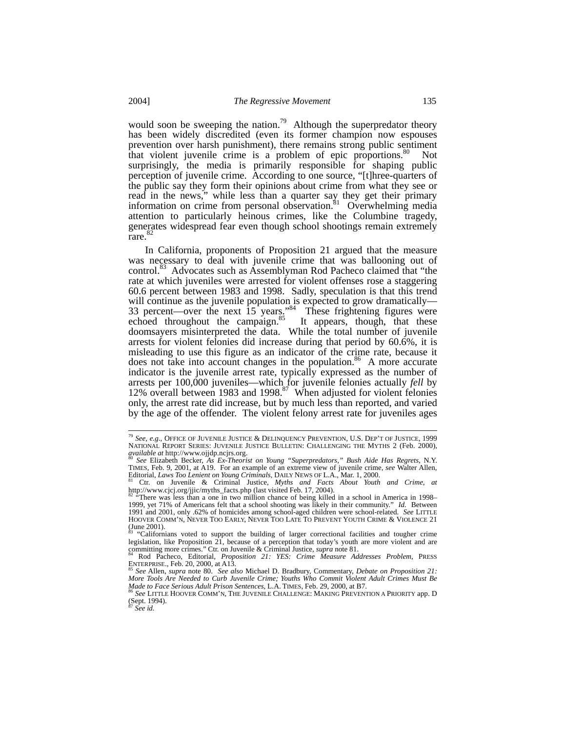would soon be sweeping the nation.[79] Although the superpredator theory has been widely discredited (even its former champion now espouses prevention over harsh punishment), there remains strong public sentiment that violent juvenile crime is a problem of epic proportions.[80] Not surprisingly, the media is primarily responsible for shaping public perception of juvenile crime. According to one source, "[t]hree-quarters of the public say they form their opinions about crime from what they see or read in the news," while less than a quarter say they get their primary information on crime from personal observation.[81] Overwhelming media attention to particularly heinous crimes, like the Columbine tragedy, generates widespread fear even though school shootings remain extremely rare.[82]

In California, proponents of Proposition 21 argued that the measure was necessary to deal with juvenile crime that was ballooning out of control.[83] Advocates such as Assemblyman Rod Pacheco claimed that "the rate at which juveniles were arrested for violent offenses rose a staggering 60.6 percent between 1983 and 1998. Sadly, speculation is that this trend will continue as the juvenile population is expected to grow dramatically—33 percent—over the next 15 years."[84] These frightening figures were echoed throughout the campaign.[85] It appears, though, that these doomsayers misinterpreted the data. While the total number of juvenile arrests for violent felonies did increase during that period by 60.6%, it is misleading to use this figure as an indicator of the crime rate, because it does not take into account changes in the population.[86] A more accurate indicator is the juvenile arrest rate, typically expressed as the number of arrests per 100,000 juveniles—which for juvenile felonies actually *fell* by 12% overall between 1983 and 1998.[87] When adjusted for violent felonies only, the arrest rate did increase, but by much less than reported, and varied by the age of the offender. The violent felony arrest rate for juveniles ages

---

[79] *See, e.g.*, OFFICE OF JUVENILE JUSTICE & DELINQUENCY PREVENTION, U.S. DEP'T OF JUSTICE, 1999 NATIONAL REPORT SERIES: JUVENILE JUSTICE BULLETIN: CHALLENGING THE MYTHS 2 (Feb. 2000), *available at* http://www.ojjdp.ncjrs.org.

[80] *See* Elizabeth Becker, *As Ex-Theorist on Young "Superpredators," Bush Aide Has Regrets*, N.Y. TIMES, Feb. 9, 2001, at A19. For an example of an extreme view of juvenile crime, *see* Walter Allen, Editorial, *Laws Too Lenient on Young Criminals*, DAILY NEWS OF L.A., Mar. 1, 2000.

[81] Ctr. on Juvenile & Criminal Justice, *Myths and Facts About Youth and Crime*, *at* http://www.cjcj.org/jjic/myths_facts.php (last visited Feb. 17, 2004).

[82] "There was less than a one in two million chance of being killed in a school in America in 1998–1999, yet 71% of Americans felt that a school shooting was likely in their community." *Id.* Between 1991 and 2001, only .62% of homicides among school-aged children were school-related. *See* LITTLE HOOVER COMM'N, NEVER TOO EARLY, NEVER TOO LATE TO PREVENT YOUTH CRIME & VIOLENCE 21 (June 2001).

[83] "Californians voted to support the building of larger correctional facilities and tougher crime legislation, like Proposition 21, because of a perception that today's youth are more violent and are committing more crimes." Ctr. on Juvenile & Criminal Justice, *supra* note 81.

[84] Rod Pacheco, Editorial, *Proposition 21: YES: Crime Measure Addresses Problem*, PRESS ENTERPRISE., Feb. 20, 2000, at A13.

[85] *See* Allen, *supra* note 80. *See also* Michael D. Bradbury, Commentary, *Debate on Proposition 21: More Tools Are Needed to Curb Juvenile Crime; Youths Who Commit Violent Adult Crimes Must Be Made to Face Serious Adult Prison Sentences*, L.A. TIMES, Feb. 29, 2000, at B7.

[86] *See* LITTLE HOOVER COMM'N, THE JUVENILE CHALLENGE: MAKING PREVENTION A PRIORITY app. D (Sept. 1994).

[87] *See id.*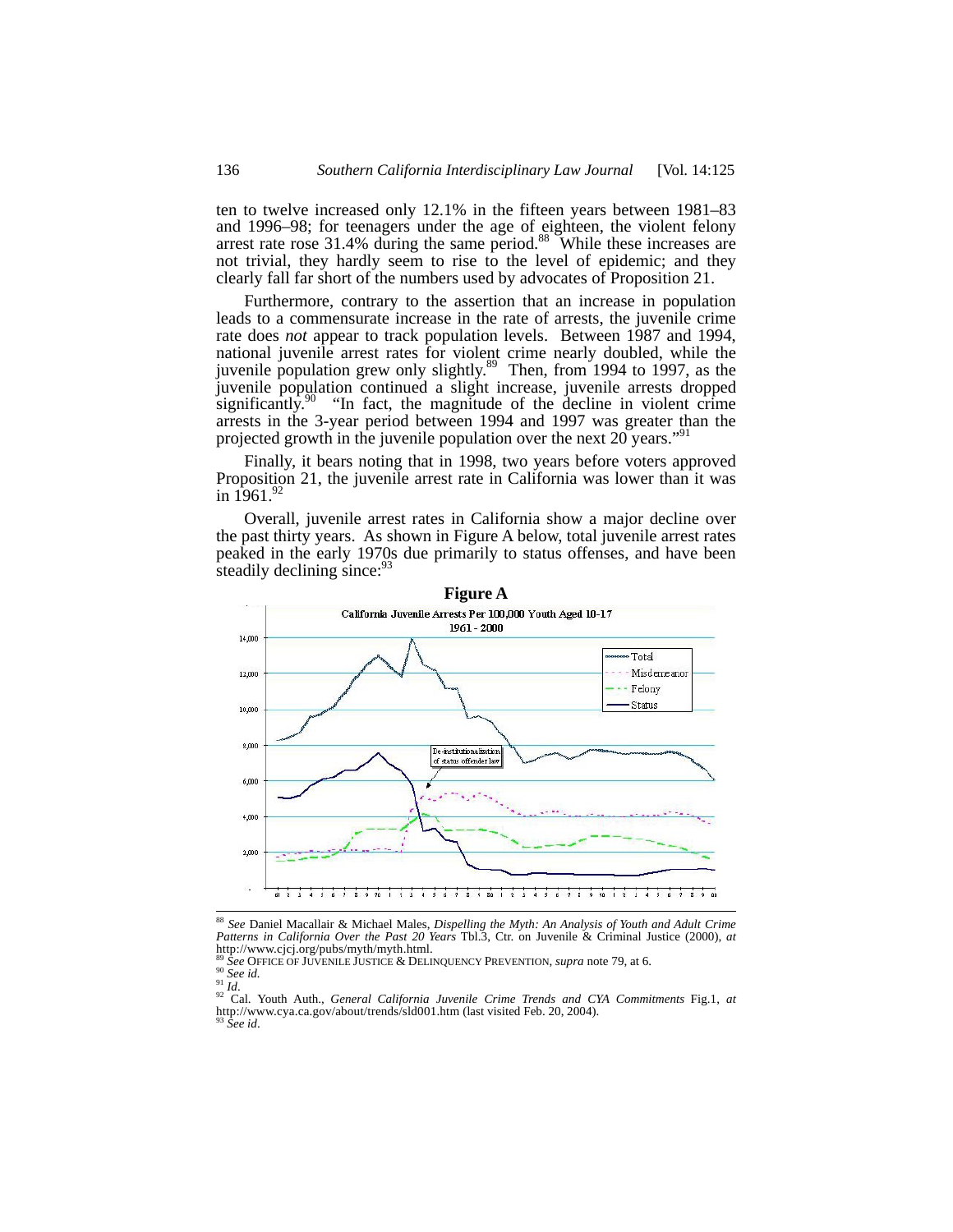ten to twelve increased only 12.1% in the fifteen years between 1981–83 and 1996–98; for teenagers under the age of eighteen, the violent felony arrest rate rose 31.4% during the same period.[88] While these increases are not trivial, they hardly seem to rise to the level of epidemic; and they clearly fall far short of the numbers used by advocates of Proposition 21.

Furthermore, contrary to the assertion that an increase in population leads to a commensurate increase in the rate of arrests, the juvenile crime rate does *not* appear to track population levels. Between 1987 and 1994, national juvenile arrest rates for violent crime nearly doubled, while the juvenile population grew only slightly.[89] Then, from 1994 to 1997, as the juvenile population continued a slight increase, juvenile arrests dropped significantly.[90] "In fact, the magnitude of the decline in violent crime arrests in the 3-year period between 1994 and 1997 was greater than the projected growth in the juvenile population over the next 20 years."[91]

Finally, it bears noting that in 1998, two years before voters approved Proposition 21, the juvenile arrest rate in California was lower than it was in 1961.[92]

Overall, juvenile arrest rates in California show a major decline over the past thirty years. As shown in Figure A below, total juvenile arrest rates peaked in the early 1970s due primarily to status offenses, and have been steadily declining since:[93]

**Figure A**

California Juvenile Arrests Per 100,000 Youth Aged 10-17
1961 - 2000

14,000
12,000
10,000
8,000
6,000
4,000
2,000
-

Total
Misdemeanor
Felony
Status

De-institutionalization of status offender law

61 2 3 4 5 6 7 8 9 70 1 2 3 4 5 6 7 8 9 80 1 2 3 4 5 6 7 8 9 90 1 2 3 4 5 6 7 8 9 00

---

[88] *See* Daniel Macallair & Michael Males, *Dispelling the Myth: An Analysis of Youth and Adult Crime Patterns in California Over the Past 20 Years* Tbl.3, Ctr. on Juvenile & Criminal Justice (2000), *at* http://www.cjcj.org/pubs/myth/myth.html.

[89] *See* OFFICE OF JUVENILE JUSTICE & DELINQUENCY PREVENTION, *supra* note 79, at 6.

[90] *See id.*

[91] *Id.*

[92] Cal. Youth Auth., *General California Juvenile Crime Trends and CYA Commitments* Fig.1, *at* http://www.cya.ca.gov/about/trends/sld001.htm (last visited Feb. 20, 2004).

[93] *See id.*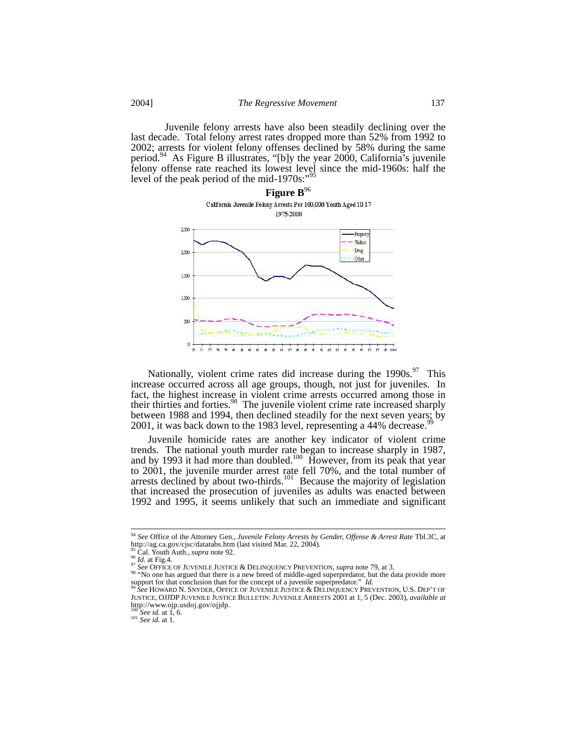Juvenile felony arrests have also been steadily declining over the last decade. Total felony arrest rates dropped more than 52% from 1992 to 2002; arrests for violent felony offenses declined by 58% during the same period.[94] As Figure B illustrates, "[b]y the year 2000, California's juvenile felony offense rate reached its lowest level since the mid-1960s: half the level of the peak period of the mid-1970s."[95]

**Figure B**[96]

California Juvenile Felony Arrests Per 100,000 Youth Aged 10-17

1975-2000

2,500
2,000
1,500
1,000
500
0

Property
Violent
Drug
Other

Nationally, violent crime rates did increase during the 1990s.[97] This increase occurred across all age groups, though, not just for juveniles. In fact, the highest increase in violent crime arrests occurred among those in their thirties and forties.[98] The juvenile violent crime rate increased sharply between 1988 and 1994, then declined steadily for the next seven years; by 2001, it was back down to the 1983 level, representing a 44% decrease.[99]

Juvenile homicide rates are another key indicator of violent crime trends. The national youth murder rate began to increase sharply in 1987, and by 1993 it had more than doubled.[100] However, from its peak that year to 2001, the juvenile murder arrest rate fell 70%, and the total number of arrests declined by about two-thirds.[101] Because the majority of legislation that increased the prosecution of juveniles as adults was enacted between 1992 and 1995, it seems unlikely that such an immediate and significant

---

[94] *See* Office of the Attorney Gen., *Juvenile Felony Arrests by Gender, Offense & Arrest Rate* Tbl.3C, at http://ag.ca.gov/cjsc/datatabs.htm (last visited Mar. 22, 2004).

[95] Cal. Youth Auth., *supra* note 92.

[96] *Id.* at Fig.4.

[97] *See* OFFICE OF JUVENILE JUSTICE & DELINQUENCY PREVENTION, *supra* note 79, at 3.

[98] "No one has argued that there is a new breed of middle-aged superpredator, but the data provide more support for that conclusion than for the concept of a juvenile superpredator." *Id.*

[99] *See* HOWARD N. SNYDER, OFFICE OF JUVENILE JUSTICE & DELINQUENCY PREVENTION, U.S. DEP'T OF JUSTICE, OJJDP JUVENILE JUSTICE BULLETIN: JUVENILE ARRESTS 2001 at 1, 5 (Dec. 2003), *available at* http://www.ojp.usdoj.gov/ojjdp.

[100] *See id.* at 1, 6.

[101] *See id.* at 1.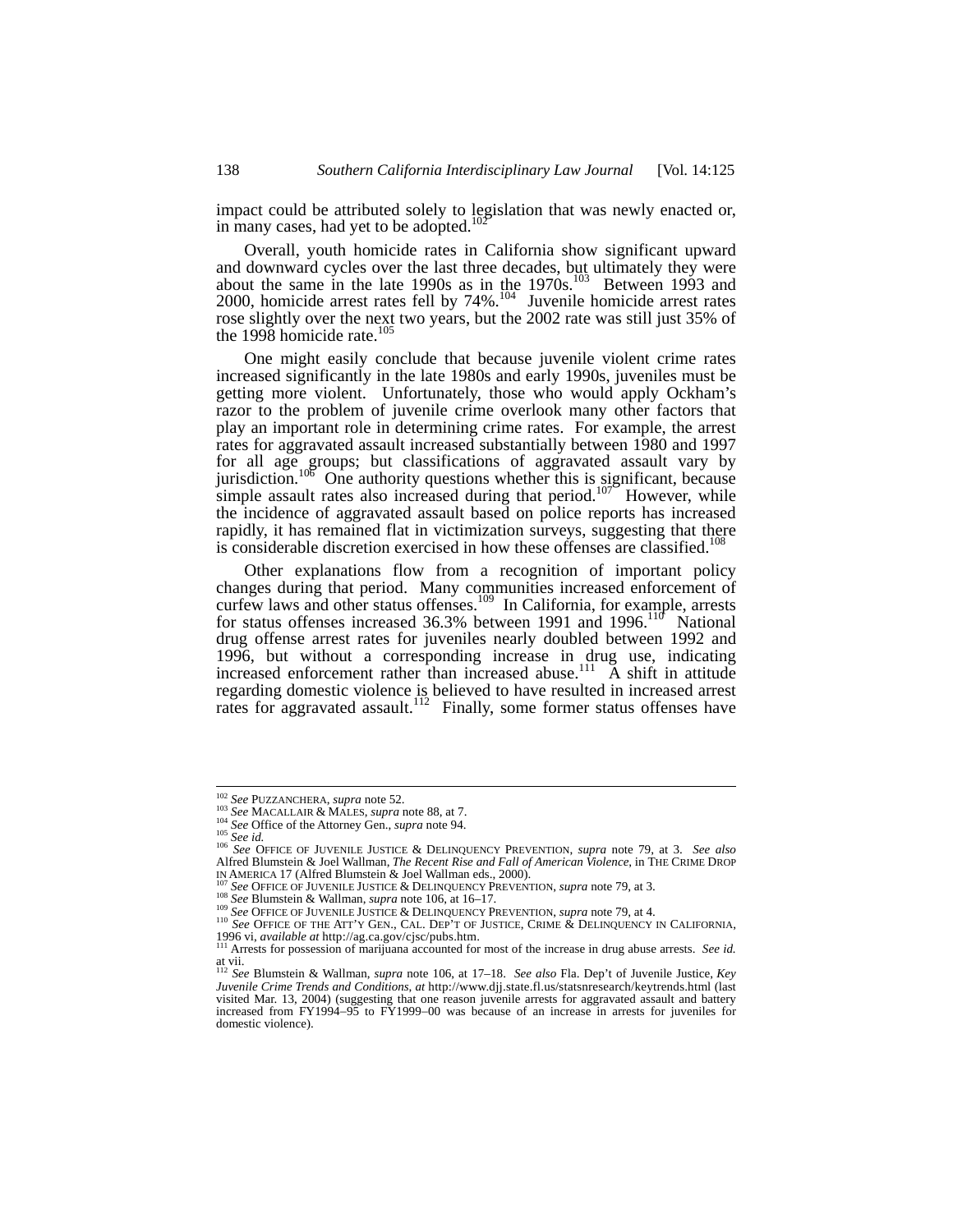impact could be attributed solely to legislation that was newly enacted or, in many cases, had yet to be adopted.[102]

Overall, youth homicide rates in California show significant upward and downward cycles over the last three decades, but ultimately they were about the same in the late 1990s as in the 1970s.[103] Between 1993 and 2000, homicide arrest rates fell by 74%.[104] Juvenile homicide arrest rates rose slightly over the next two years, but the 2002 rate was still just 35% of the 1998 homicide rate.[105]

One might easily conclude that because juvenile violent crime rates increased significantly in the late 1980s and early 1990s, juveniles must be getting more violent. Unfortunately, those who would apply Ockham's razor to the problem of juvenile crime overlook many other factors that play an important role in determining crime rates. For example, the arrest rates for aggravated assault increased substantially between 1980 and 1997 for all age groups; but classifications of aggravated assault vary by jurisdiction.[106] One authority questions whether this is significant, because simple assault rates also increased during that period.[107] However, while the incidence of aggravated assault based on police reports has increased rapidly, it has remained flat in victimization surveys, suggesting that there is considerable discretion exercised in how these offenses are classified.[108]

Other explanations flow from a recognition of important policy changes during that period. Many communities increased enforcement of curfew laws and other status offenses.[109] In California, for example, arrests for status offenses increased 36.3% between 1991 and 1996.[110] National drug offense arrest rates for juveniles nearly doubled between 1992 and 1996, but without a corresponding increase in drug use, indicating increased enforcement rather than increased abuse.[111] A shift in attitude regarding domestic violence is believed to have resulted in increased arrest rates for aggravated assault.[112] Finally, some former status offenses have

---

[102] *See* PUZZANCHERA, *supra* note 52.

[103] *See* MACALLAIR & MALES, *supra* note 88, at 7.

[104] *See* Office of the Attorney Gen., *supra* note 94.

[105] *See id.*

[106] *See* OFFICE OF JUVENILE JUSTICE & DELINQUENCY PREVENTION, *supra* note 79, at 3. *See also* Alfred Blumstein & Joel Wallman, *The Recent Rise and Fall of American Violence*, in THE CRIME DROP IN AMERICA 17 (Alfred Blumstein & Joel Wallman eds., 2000).

[107] *See* OFFICE OF JUVENILE JUSTICE & DELINQUENCY PREVENTION, *supra* note 79, at 3.

[108] *See* Blumstein & Wallman, *supra* note 106, at 16–17.

[109] *See* OFFICE OF JUVENILE JUSTICE & DELINQUENCY PREVENTION, *supra* note 79, at 4.

[110] *See* OFFICE OF THE ATT'Y GEN., CAL. DEP'T OF JUSTICE, CRIME & DELINQUENCY IN CALIFORNIA, 1996 vi, *available at* http://ag.ca.gov/cjsc/pubs.htm.

[111] Arrests for possession of marijuana accounted for most of the increase in drug abuse arrests. *See id.* at vii.

[112] *See* Blumstein & Wallman, *supra* note 106, at 17–18. *See also* Fla. Dep't of Juvenile Justice, *Key Juvenile Crime Trends and Conditions*, *at* http://www.djj.state.fl.us/statsnresearch/keytrends.html (last visited Mar. 13, 2004) (suggesting that one reason juvenile arrests for aggravated assault and battery increased from FY1994–95 to FY1999–00 was because of an increase in arrests for juveniles for domestic violence).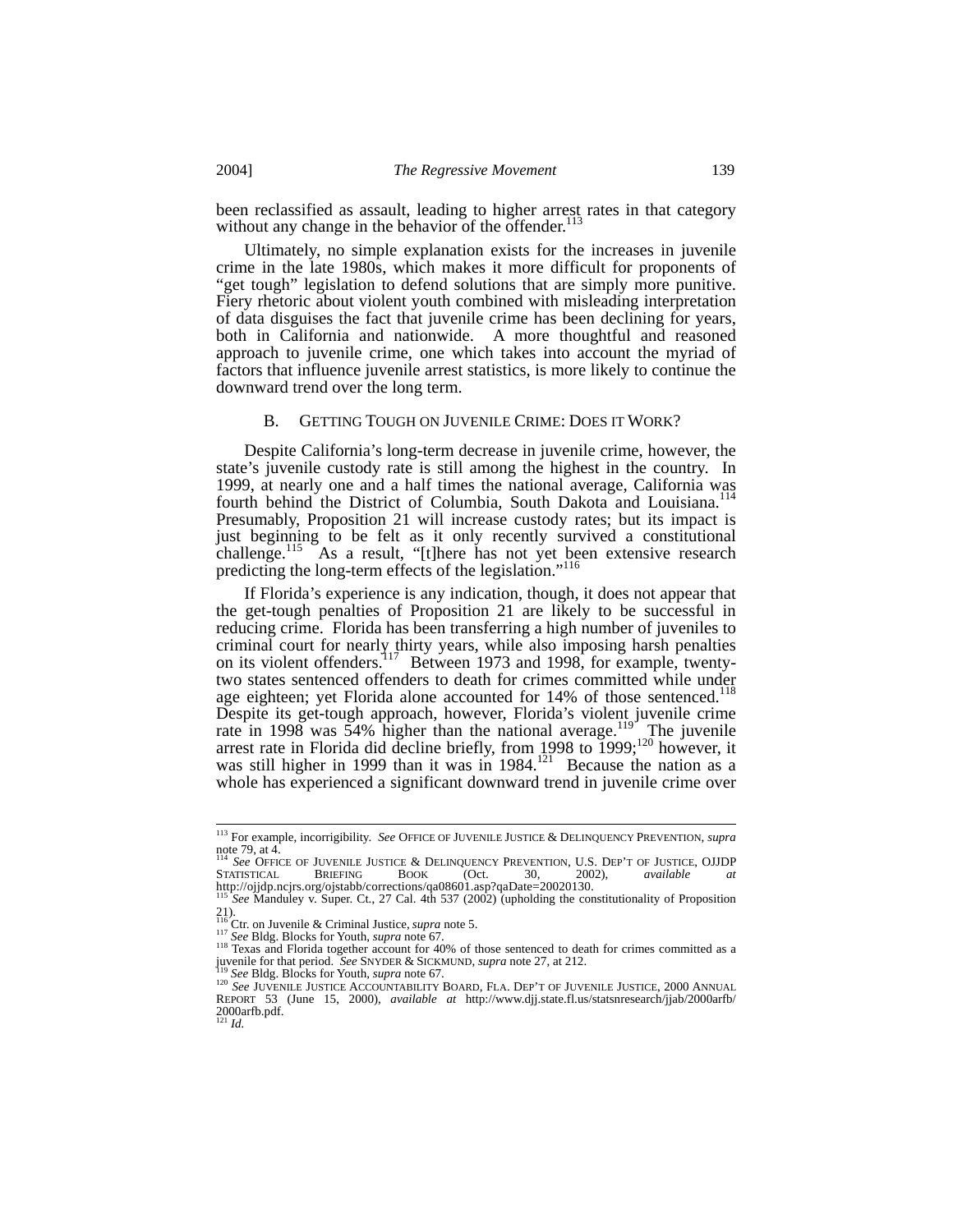been reclassified as assault, leading to higher arrest rates in that category without any change in the behavior of the offender.[113]

Ultimately, no simple explanation exists for the increases in juvenile crime in the late 1980s, which makes it more difficult for proponents of "get tough" legislation to defend solutions that are simply more punitive. Fiery rhetoric about violent youth combined with misleading interpretation of data disguises the fact that juvenile crime has been declining for years, both in California and nationwide. A more thoughtful and reasoned approach to juvenile crime, one which takes into account the myriad of factors that influence juvenile arrest statistics, is more likely to continue the downward trend over the long term.

### B. GETTING TOUGH ON JUVENILE CRIME: DOES IT WORK?

Despite California's long-term decrease in juvenile crime, however, the state's juvenile custody rate is still among the highest in the country. In 1999, at nearly one and a half times the national average, California was fourth behind the District of Columbia, South Dakota and Louisiana.[114] Presumably, Proposition 21 will increase custody rates; but its impact is just beginning to be felt as it only recently survived a constitutional challenge.[115] As a result, "[t]here has not yet been extensive research predicting the long-term effects of the legislation."[116]

If Florida's experience is any indication, though, it does not appear that the get-tough penalties of Proposition 21 are likely to be successful in reducing crime. Florida has been transferring a high number of juveniles to criminal court for nearly thirty years, while also imposing harsh penalties on its violent offenders.[117] Between 1973 and 1998, for example, twenty-two states sentenced offenders to death for crimes committed while under age eighteen; yet Florida alone accounted for 14% of those sentenced.[118] Despite its get-tough approach, however, Florida's violent juvenile crime rate in 1998 was 54% higher than the national average.[119] The juvenile arrest rate in Florida did decline briefly, from 1998 to 1999;[120] however, it was still higher in 1999 than it was in 1984.[121] Because the nation as a whole has experienced a significant downward trend in juvenile crime over

---

[113] For example, incorrigibility. *See* OFFICE OF JUVENILE JUSTICE & DELINQUENCY PREVENTION, *supra* note 79, at 4.

[114] *See* OFFICE OF JUVENILE JUSTICE & DELINQUENCY PREVENTION, U.S. DEP'T OF JUSTICE, OJJDP STATISTICAL BRIEFING BOOK (Oct. 30, 2002), *available at* http://ojjdp.ncjrs.org/ojstabb/corrections/qa08601.asp?qaDate=20020130.

[115] *See* Manduley v. Super. Ct., 27 Cal. 4th 537 (2002) (upholding the constitutionality of Proposition 21).

[116] Ctr. on Juvenile & Criminal Justice, *supra* note 5.

[117] *See* Bldg. Blocks for Youth, *supra* note 67.

[118] Texas and Florida together account for 40% of those sentenced to death for crimes committed as a juvenile for that period. *See* SNYDER & SICKMUND, *supra* note 27, at 212.

[119] *See* Bldg. Blocks for Youth, *supra* note 67.

[120] *See* JUVENILE JUSTICE ACCOUNTABILITY BOARD, FLA. DEP'T OF JUVENILE JUSTICE, 2000 ANNUAL REPORT 53 (June 15, 2000), *available at* http://www.djj.state.fl.us/statsnresearch/jjab/2000arfb/2000arfb.pdf.

[121] *Id.*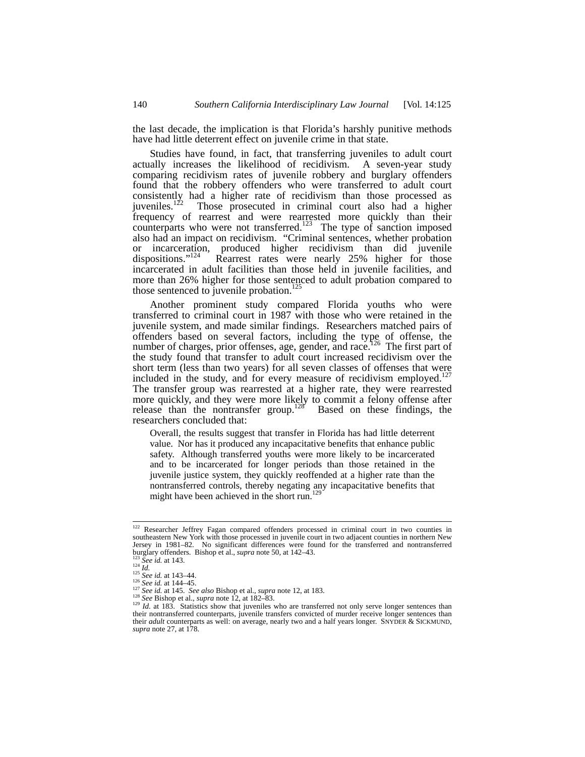the last decade, the implication is that Florida's harshly punitive methods have had little deterrent effect on juvenile crime in that state.

Studies have found, in fact, that transferring juveniles to adult court actually increases the likelihood of recidivism. A seven-year study comparing recidivism rates of juvenile robbery and burglary offenders found that the robbery offenders who were transferred to adult court consistently had a higher rate of recidivism than those processed as juveniles.[122] Those prosecuted in criminal court also had a higher frequency of rearrest and were rearrested more quickly than their counterparts who were not transferred.[123] The type of sanction imposed also had an impact on recidivism. "Criminal sentences, whether probation or incarceration, produced higher recidivism than did juvenile dispositions."[124] Rearrest rates were nearly 25% higher for those incarcerated in adult facilities than those held in juvenile facilities, and more than 26% higher for those sentenced to adult probation compared to those sentenced to juvenile probation.[125]

Another prominent study compared Florida youths who were transferred to criminal court in 1987 with those who were retained in the juvenile system, and made similar findings. Researchers matched pairs of offenders based on several factors, including the type of offense, the number of charges, prior offenses, age, gender, and race.[126] The first part of the study found that transfer to adult court increased recidivism over the short term (less than two years) for all seven classes of offenses that were included in the study, and for every measure of recidivism employed.[127] The transfer group was rearrested at a higher rate, they were rearrested more quickly, and they were more likely to commit a felony offense after release than the nontransfer group.[128] Based on these findings, the researchers concluded that:

> Overall, the results suggest that transfer in Florida has had little deterrent value. Nor has it produced any incapacitative benefits that enhance public safety. Although transferred youths were more likely to be incarcerated and to be incarcerated for longer periods than those retained in the juvenile justice system, they quickly reoffended at a higher rate than the nontransferred controls, thereby negating any incapacitative benefits that might have been achieved in the short run.[129]

---

[122] Researcher Jeffrey Fagan compared offenders processed in criminal court in two counties in southeastern New York with those processed in juvenile court in two adjacent counties in northern New Jersey in 1981–82. No significant differences were found for the transferred and nontransferred burglary offenders. Bishop et al., *supra* note 50, at 142–43.

[123] *See id.* at 143.

[124] *Id.*

[125] *See id.* at 143–44.

[126] *See id.* at 144–45.

[127] *See id.* at 145. *See also* Bishop et al., *supra* note 12, at 183.

[128] *See* Bishop et al., *supra* note 12, at 182–83.

[129] *Id.* at 183. Statistics show that juveniles who are transferred not only serve longer sentences than their nontransferred counterparts, juvenile transfers convicted of murder receive longer sentences than their *adult* counterparts as well: on average, nearly two and a half years longer. SNYDER & SICKMUND, *supra* note 27, at 178.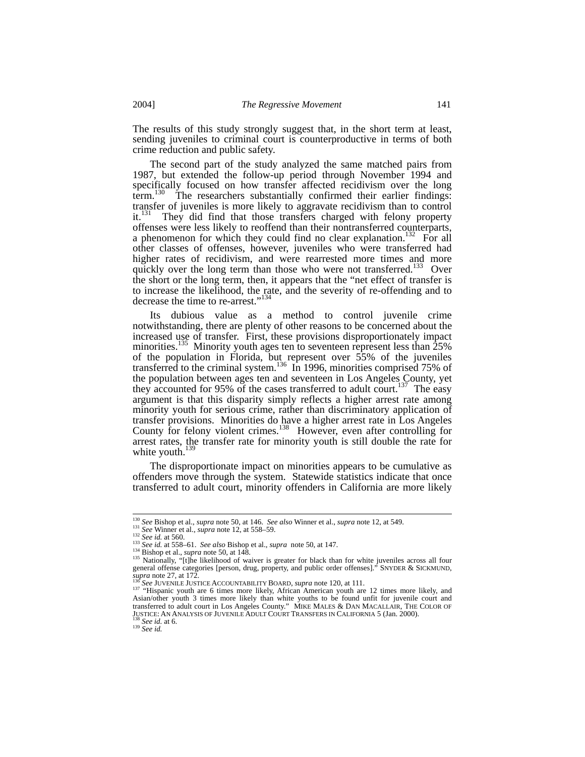The results of this study strongly suggest that, in the short term at least, sending juveniles to criminal court is counterproductive in terms of both crime reduction and public safety.

The second part of the study analyzed the same matched pairs from 1987, but extended the follow-up period through November 1994 and specifically focused on how transfer affected recidivism over the long term.[130] The researchers substantially confirmed their earlier findings: transfer of juveniles is more likely to aggravate recidivism than to control it.[131] They did find that those transfers charged with felony property offenses were less likely to reoffend than their nontransferred counterparts, a phenomenon for which they could find no clear explanation.[132] For all other classes of offenses, however, juveniles who were transferred had higher rates of recidivism, and were rearrested more times and more quickly over the long term than those who were not transferred.[133] Over the short or the long term, then, it appears that the "net effect of transfer is to increase the likelihood, the rate, and the severity of re-offending and to decrease the time to re-arrest."[134]

Its dubious value as a method to control juvenile crime notwithstanding, there are plenty of other reasons to be concerned about the increased use of transfer. First, these provisions disproportionately impact minorities.[135] Minority youth ages ten to seventeen represent less than 25% of the population in Florida, but represent over 55% of the juveniles transferred to the criminal system.[136] In 1996, minorities comprised 75% of the population between ages ten and seventeen in Los Angeles County, yet they accounted for 95% of the cases transferred to adult court.[137] The easy argument is that this disparity simply reflects a higher arrest rate among minority youth for serious crime, rather than discriminatory application of transfer provisions. Minorities do have a higher arrest rate in Los Angeles County for felony violent crimes.[138] However, even after controlling for arrest rates, the transfer rate for minority youth is still double the rate for white youth.[139]

The disproportionate impact on minorities appears to be cumulative as offenders move through the system. Statewide statistics indicate that once transferred to adult court, minority offenders in California are more likely

---

[130] *See* Bishop et al., *supra* note 50, at 146. *See also* Winner et al., *supra* note 12, at 549.

[131] *See* Winner et al., *supra* note 12, at 558–59.

[132] *See id.* at 560.

[133] *See id.* at 558–61. *See also* Bishop et al., *supra* note 50, at 147.

[134] Bishop et al., *supra* note 50, at 148.

[135] Nationally, "[t]he likelihood of waiver is greater for black than for white juveniles across all four general offense categories [person, drug, property, and public order offenses]." SNYDER & SICKMUND, *supra* note 27, at 172.

[136] *See* JUVENILE JUSTICE ACCOUNTABILITY BOARD, *supra* note 120, at 111.

[137] "Hispanic youth are 6 times more likely, African American youth are 12 times more likely, and Asian/other youth 3 times more likely than white youths to be found unfit for juvenile court and transferred to adult court in Los Angeles County." MIKE MALES & DAN MACALLAIR, THE COLOR OF JUSTICE: AN ANALYSIS OF JUVENILE ADULT COURT TRANSFERS IN CALIFORNIA 5 (Jan. 2000).

[138] *See id.* at 6.

[139] *See id.*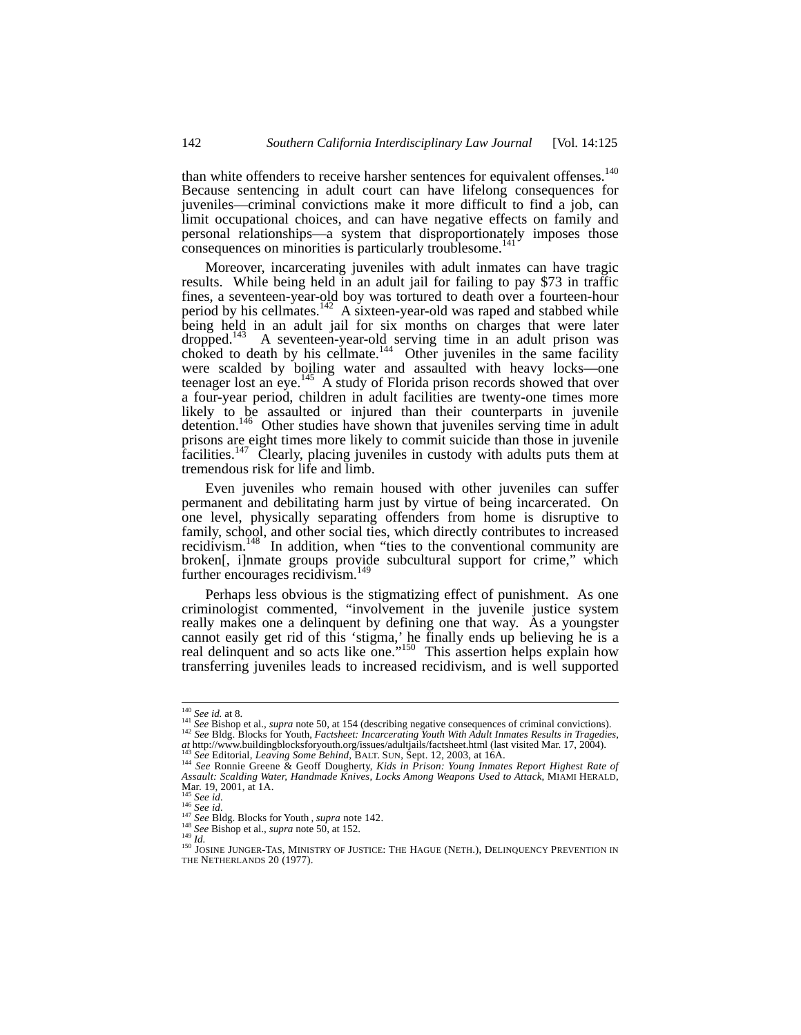than white offenders to receive harsher sentences for equivalent offenses.[140] Because sentencing in adult court can have lifelong consequences for juveniles—criminal convictions make it more difficult to find a job, can limit occupational choices, and can have negative effects on family and personal relationships—a system that disproportionately imposes those consequences on minorities is particularly troublesome.[141]

Moreover, incarcerating juveniles with adult inmates can have tragic results. While being held in an adult jail for failing to pay $73 in traffic fines, a seventeen-year-old boy was tortured to death over a fourteen-hour period by his cellmates.[142] A sixteen-year-old was raped and stabbed while being held in an adult jail for six months on charges that were later dropped.[143] A seventeen-year-old serving time in an adult prison was choked to death by his cellmate.[144] Other juveniles in the same facility were scalded by boiling water and assaulted with heavy locks—one teenager lost an eye.[145] A study of Florida prison records showed that over a four-year period, children in adult facilities are twenty-one times more likely to be assaulted or injured than their counterparts in juvenile detention.[146] Other studies have shown that juveniles serving time in adult prisons are eight times more likely to commit suicide than those in juvenile facilities.[147] Clearly, placing juveniles in custody with adults puts them at tremendous risk for life and limb.

Even juveniles who remain housed with other juveniles can suffer permanent and debilitating harm just by virtue of being incarcerated. On one level, physically separating offenders from home is disruptive to family, school, and other social ties, which directly contributes to increased recidivism.[148] In addition, when "ties to the conventional community are broken[, i]nmate groups provide subcultural support for crime," which further encourages recidivism.[149]

Perhaps less obvious is the stigmatizing effect of punishment. As one criminologist commented, "involvement in the juvenile justice system really makes one a delinquent by defining one that way. As a youngster cannot easily get rid of this 'stigma,' he finally ends up believing he is a real delinquent and so acts like one."[150] This assertion helps explain how transferring juveniles leads to increased recidivism, and is well supported

---

[140] *See id.* at 8.

[141] *See* Bishop et al., *supra* note 50, at 154 (describing negative consequences of criminal convictions).

[142] *See* Bldg. Blocks for Youth, *Factsheet: Incarcerating Youth With Adult Inmates Results in Tragedies*, *at* http://www.buildingblocksforyouth.org/issues/adultjails/factsheet.html (last visited Mar. 17, 2004).

[143] *See* Editorial, *Leaving Some Behind*, BALT. SUN, Sept. 12, 2003, at 16A.

[144] *See* Ronnie Greene & Geoff Dougherty, *Kids in Prison: Young Inmates Report Highest Rate of Assault: Scalding Water, Handmade Knives, Locks Among Weapons Used to Attack*, MIAMI HERALD, Mar. 19, 2001, at 1A.

[145] *See id*.

[146] *See id*.

[147] *See* Bldg. Blocks for Youth , *supra* note 142.

[148] *See* Bishop et al., *supra* note 50, at 152.

[149] *Id.*

[150] JOSINE JUNGER-TAS, MINISTRY OF JUSTICE: THE HAGUE (NETH.), DELINQUENCY PREVENTION IN THE NETHERLANDS 20 (1977).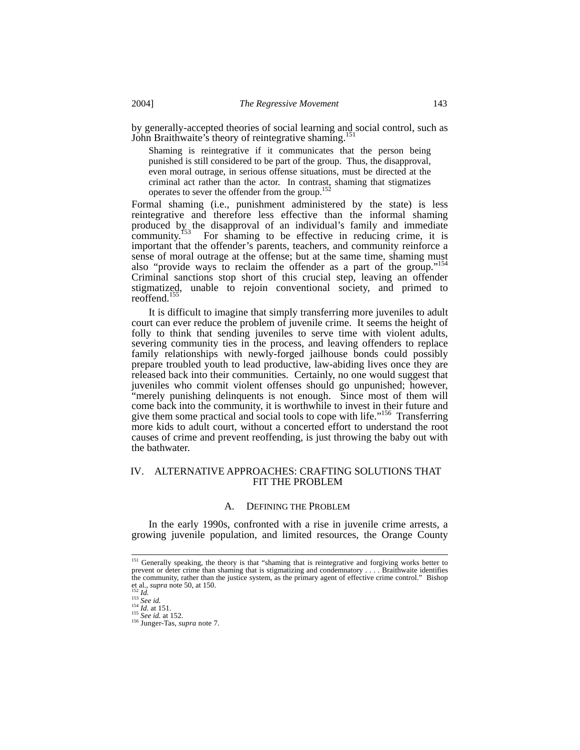by generally-accepted theories of social learning and social control, such as John Braithwaite's theory of reintegrative shaming.[151]

> Shaming is reintegrative if it communicates that the person being punished is still considered to be part of the group. Thus, the disapproval, even moral outrage, in serious offense situations, must be directed at the criminal act rather than the actor. In contrast, shaming that stigmatizes operates to sever the offender from the group.[152]

Formal shaming (i.e., punishment administered by the state) is less reintegrative and therefore less effective than the informal shaming produced by the disapproval of an individual's family and immediate community.[153] For shaming to be effective in reducing crime, it is important that the offender's parents, teachers, and community reinforce a sense of moral outrage at the offense; but at the same time, shaming must also "provide ways to reclaim the offender as a part of the group."[154] Criminal sanctions stop short of this crucial step, leaving an offender stigmatized, unable to rejoin conventional society, and primed to reoffend.[155]

It is difficult to imagine that simply transferring more juveniles to adult court can ever reduce the problem of juvenile crime. It seems the height of folly to think that sending juveniles to serve time with violent adults, severing community ties in the process, and leaving offenders to replace family relationships with newly-forged jailhouse bonds could possibly prepare troubled youth to lead productive, law-abiding lives once they are released back into their communities. Certainly, no one would suggest that juveniles who commit violent offenses should go unpunished; however, "merely punishing delinquents is not enough. Since most of them will come back into the community, it is worthwhile to invest in their future and give them some practical and social tools to cope with life."[156] Transferring more kids to adult court, without a concerted effort to understand the root causes of crime and prevent reoffending, is just throwing the baby out with the bathwater.

## IV. ALTERNATIVE APPROACHES: CRAFTING SOLUTIONS THAT FIT THE PROBLEM

### A. DEFINING THE PROBLEM

In the early 1990s, confronted with a rise in juvenile crime arrests, a growing juvenile population, and limited resources, the Orange County

---

[151] Generally speaking, the theory is that "shaming that is reintegrative and forgiving works better to prevent or deter crime than shaming that is stigmatizing and condemnatory . . . . Braithwaite identifies the community, rather than the justice system, as the primary agent of effective crime control." Bishop et al., *supra* note 50, at 150.

[152] *Id.*

[153] *See id.*

[154] *Id.* at 151.

[155] *See id.* at 152.

[156] Junger-Tas, *supra* note 7.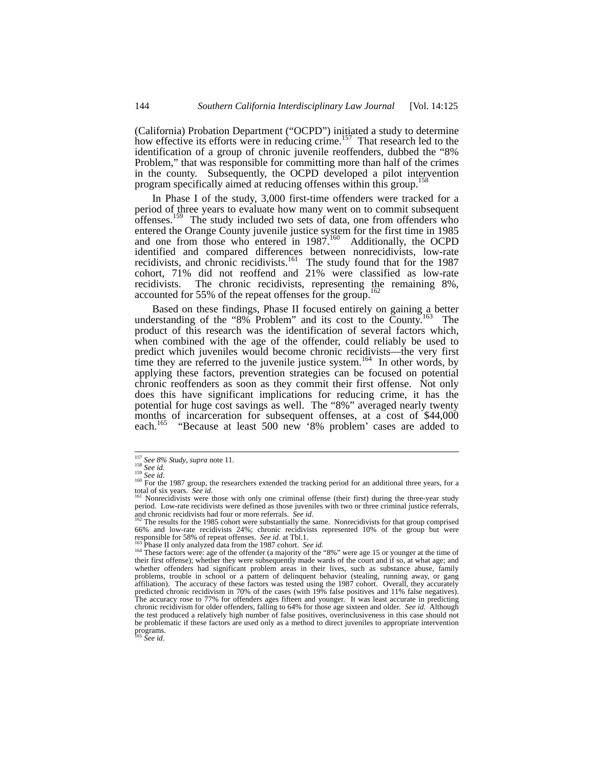(California) Probation Department ("OCPD") initiated a study to determine how effective its efforts were in reducing crime.[157] That research led to the identification of a group of chronic juvenile reoffenders, dubbed the "8% Problem," that was responsible for committing more than half of the crimes in the county. Subsequently, the OCPD developed a pilot intervention program specifically aimed at reducing offenses within this group.[158]

In Phase I of the study, 3,000 first-time offenders were tracked for a period of three years to evaluate how many went on to commit subsequent offenses.[159] The study included two sets of data, one from offenders who entered the Orange County juvenile justice system for the first time in 1985 and one from those who entered in 1987.[160] Additionally, the OCPD identified and compared differences between nonrecidivists, low-rate recidivists, and chronic recidivists.[161] The study found that for the 1987 cohort, 71% did not reoffend and 21% were classified as low-rate recidivists. The chronic recidivists, representing the remaining 8%, accounted for 55% of the repeat offenses for the group.[162]

Based on these findings, Phase II focused entirely on gaining a better understanding of the "8% Problem" and its cost to the County.[163] The product of this research was the identification of several factors which, when combined with the age of the offender, could reliably be used to predict which juveniles would become chronic recidivists—the very first time they are referred to the juvenile justice system.[164] In other words, by applying these factors, prevention strategies can be focused on potential chronic reoffenders as soon as they commit their first offense. Not only does this have significant implications for reducing crime, it has the potential for huge cost savings as well. The "8%" averaged nearly twenty months of incarceration for subsequent offenses, at a cost of $44,000 each.[165] "Because at least 500 new '8% problem' cases are added to

---

[157] *See 8% Study*, *supra* note 11.

[158] *See id.*

[159] *See id*.

[160] For the 1987 group, the researchers extended the tracking period for an additional three years, for a total of six years. *See id*.

[161] Nonrecidivists were those with only one criminal offense (their first) during the three-year study period. Low-rate recidivists were defined as those juveniles with two or three criminal justice referrals, and chronic recidivists had four or more referrals. *See id.*

[162] The results for the 1985 cohort were substantially the same. Nonrecidivists for that group comprised 66% and low-rate recidivists 24%; chronic recidivists represented 10% of the group but were responsible for 58% of repeat offenses. *See id*. at Tbl.1.

[163] Phase II only analyzed data from the 1987 cohort. *See id.*

[164] These factors were: age of the offender (a majority of the "8%" were age 15 or younger at the time of their first offense); whether they were subsequently made wards of the court and if so, at what age; and whether offenders had significant problem areas in their lives, such as substance abuse, family problems, trouble in school or a pattern of delinquent behavior (stealing, running away, or gang affiliation). The accuracy of these factors was tested using the 1987 cohort. Overall, they accurately predicted chronic recidivism in 70% of the cases (with 19% false positives and 11% false negatives). The accuracy rose to 77% for offenders ages fifteen and younger. It was least accurate in predicting chronic recidivism for older offenders, falling to 64% for those age sixteen and older. *See id*. Although the test produced a relatively high number of false positives, overinclusiveness in this case should not be problematic if these factors are used only as a method to direct juveniles to appropriate intervention programs.

[165] *See id*.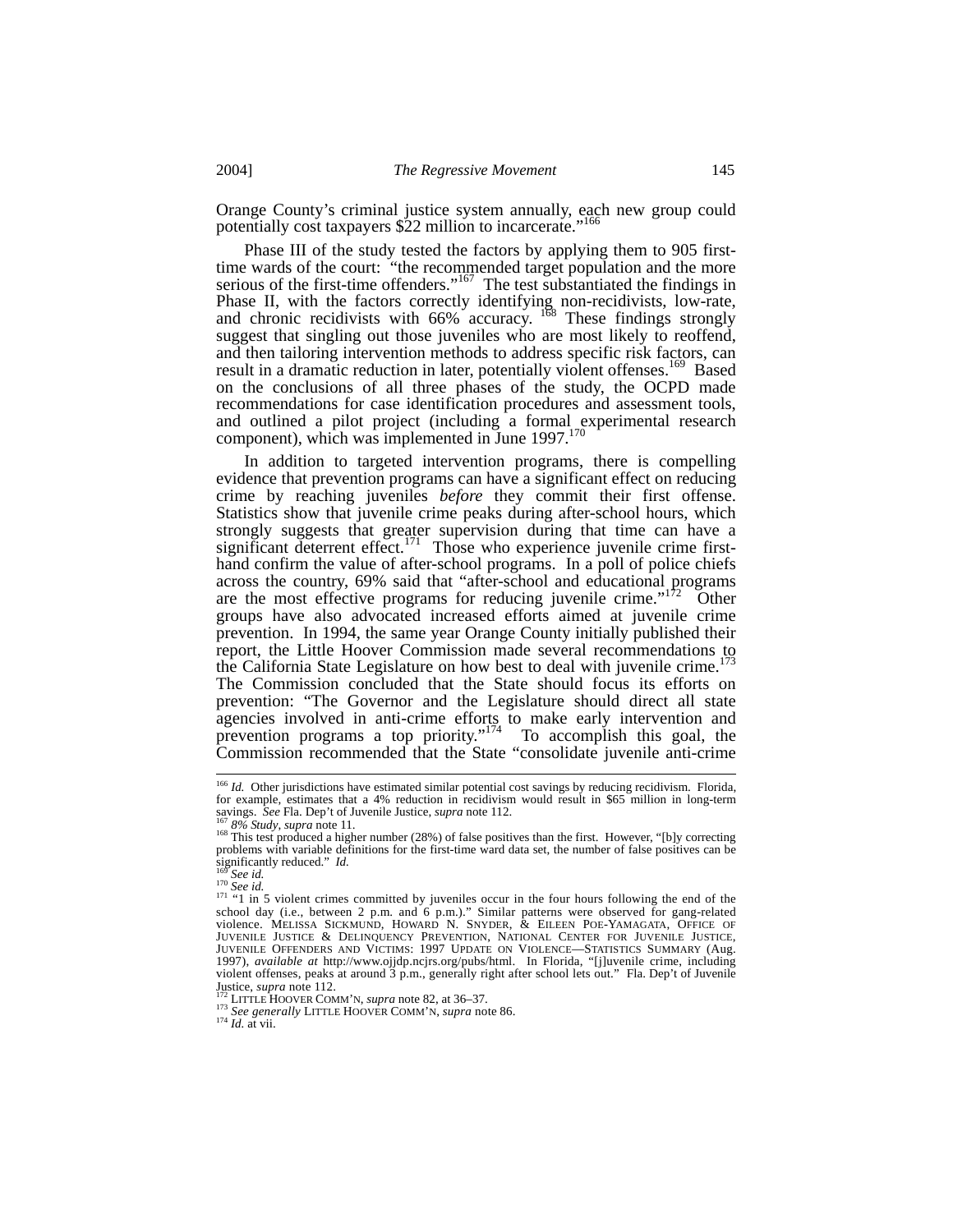Orange County's criminal justice system annually, each new group could potentially cost taxpayers $22 million to incarcerate."[166]

Phase III of the study tested the factors by applying them to 905 first-time wards of the court: "the recommended target population and the more serious of the first-time offenders."[167] The test substantiated the findings in Phase II, with the factors correctly identifying non-recidivists, low-rate, and chronic recidivists with 66% accuracy.[168] These findings strongly suggest that singling out those juveniles who are most likely to reoffend, and then tailoring intervention methods to address specific risk factors, can result in a dramatic reduction in later, potentially violent offenses.[169] Based on the conclusions of all three phases of the study, the OCPD made recommendations for case identification procedures and assessment tools, and outlined a pilot project (including a formal experimental research component), which was implemented in June 1997.[170]

In addition to targeted intervention programs, there is compelling evidence that prevention programs can have a significant effect on reducing crime by reaching juveniles *before* they commit their first offense. Statistics show that juvenile crime peaks during after-school hours, which strongly suggests that greater supervision during that time can have a significant deterrent effect.[171] Those who experience juvenile crime first-hand confirm the value of after-school programs. In a poll of police chiefs across the country, 69% said that "after-school and educational programs are the most effective programs for reducing juvenile crime."[172] Other groups have also advocated increased efforts aimed at juvenile crime prevention. In 1994, the same year Orange County initially published their report, the Little Hoover Commission made several recommendations to the California State Legislature on how best to deal with juvenile crime.[173] The Commission concluded that the State should focus its efforts on prevention: "The Governor and the Legislature should direct all state agencies involved in anti-crime efforts to make early intervention and prevention programs a top priority."[174] To accomplish this goal, the Commission recommended that the State "consolidate juvenile anti-crime

---

[166] *Id.* Other jurisdictions have estimated similar potential cost savings by reducing recidivism. Florida, for example, estimates that a 4% reduction in recidivism would result in $65 million in long-term savings. *See* Fla. Dep't of Juvenile Justice, *supra* note 112.

[167] *8% Study*, *supra* note 11.

[168] This test produced a higher number (28%) of false positives than the first. However, "[b]y correcting problems with variable definitions for the first-time ward data set, the number of false positives can be significantly reduced." *Id.*

[169] *See id.*

[170] *See id.*

[171] "1 in 5 violent crimes committed by juveniles occur in the four hours following the end of the school day (i.e., between 2 p.m. and 6 p.m.)." Similar patterns were observed for gang-related violence. MELISSA SICKMUND, HOWARD N. SNYDER, & EILEEN POE-YAMAGATA, OFFICE OF JUVENILE JUSTICE & DELINQUENCY PREVENTION, NATIONAL CENTER FOR JUVENILE JUSTICE, JUVENILE OFFENDERS AND VICTIMS: 1997 UPDATE ON VIOLENCE—STATISTICS SUMMARY (Aug. 1997), *available at* http://www.ojjdp.ncjrs.org/pubs/html. In Florida, "[j]uvenile crime, including violent offenses, peaks at around 3 p.m., generally right after school lets out." Fla. Dep't of Juvenile Justice, *supra* note 112.

[172] LITTLE HOOVER COMM'N, *supra* note 82, at 36–37.

[173] *See generally* LITTLE HOOVER COMM'N, *supra* note 86.

[174] *Id.* at vii.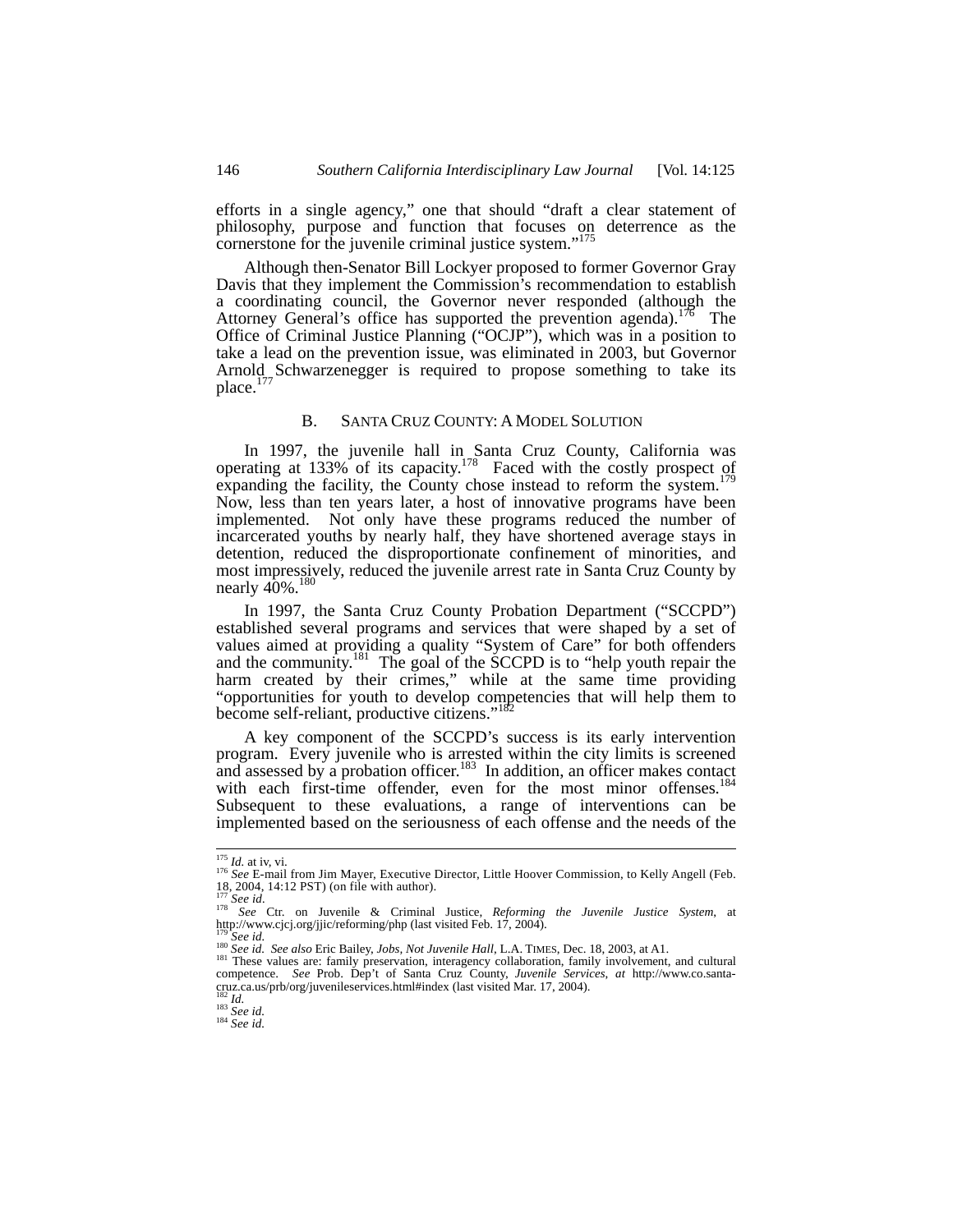efforts in a single agency," one that should "draft a clear statement of philosophy, purpose and function that focuses on deterrence as the cornerstone for the juvenile criminal justice system."[175]

Although then-Senator Bill Lockyer proposed to former Governor Gray Davis that they implement the Commission's recommendation to establish a coordinating council, the Governor never responded (although the Attorney General's office has supported the prevention agenda).[176] The Office of Criminal Justice Planning ("OCJP"), which was in a position to take a lead on the prevention issue, was eliminated in 2003, but Governor Arnold Schwarzenegger is required to propose something to take its place.[177]

### B. Santa Cruz County: A Model Solution

In 1997, the juvenile hall in Santa Cruz County, California was operating at 133% of its capacity.[178] Faced with the costly prospect of expanding the facility, the County chose instead to reform the system.[179] Now, less than ten years later, a host of innovative programs have been implemented. Not only have these programs reduced the number of incarcerated youths by nearly half, they have shortened average stays in detention, reduced the disproportionate confinement of minorities, and most impressively, reduced the juvenile arrest rate in Santa Cruz County by nearly 40%.[180]

In 1997, the Santa Cruz County Probation Department ("SCCPD") established several programs and services that were shaped by a set of values aimed at providing a quality "System of Care" for both offenders and the community.[181] The goal of the SCCPD is to "help youth repair the harm created by their crimes," while at the same time providing "opportunities for youth to develop competencies that will help them to become self-reliant, productive citizens."[182]

A key component of the SCCPD's success is its early intervention program. Every juvenile who is arrested within the city limits is screened and assessed by a probation officer.[183] In addition, an officer makes contact with each first-time offender, even for the most minor offenses.[184] Subsequent to these evaluations, a range of interventions can be implemented based on the seriousness of each offense and the needs of the

---

[175] *Id.* at iv, vi.

[176] *See* E-mail from Jim Mayer, Executive Director, Little Hoover Commission, to Kelly Angell (Feb. 18, 2004, 14:12 PST) (on file with author).

[177] *See id.*

[178] *See* Ctr. on Juvenile & Criminal Justice, *Reforming the Juvenile Justice System*, at http://www.cjcj.org/jjic/reforming/php (last visited Feb. 17, 2004).

[179] *See id.*

[180] *See id. See also* Eric Bailey, *Jobs, Not Juvenile Hall*, L.A. TIMES, Dec. 18, 2003, at A1.

[181] These values are: family preservation, interagency collaboration, family involvement, and cultural competence. *See* Prob. Dep't of Santa Cruz County, *Juvenile Services*, *at* http://www.co.santa-cruz.ca.us/prb/org/juvenileservices.html#index (last visited Mar. 17, 2004).

[182] *Id.*

[183] *See id.*

[184] *See id.*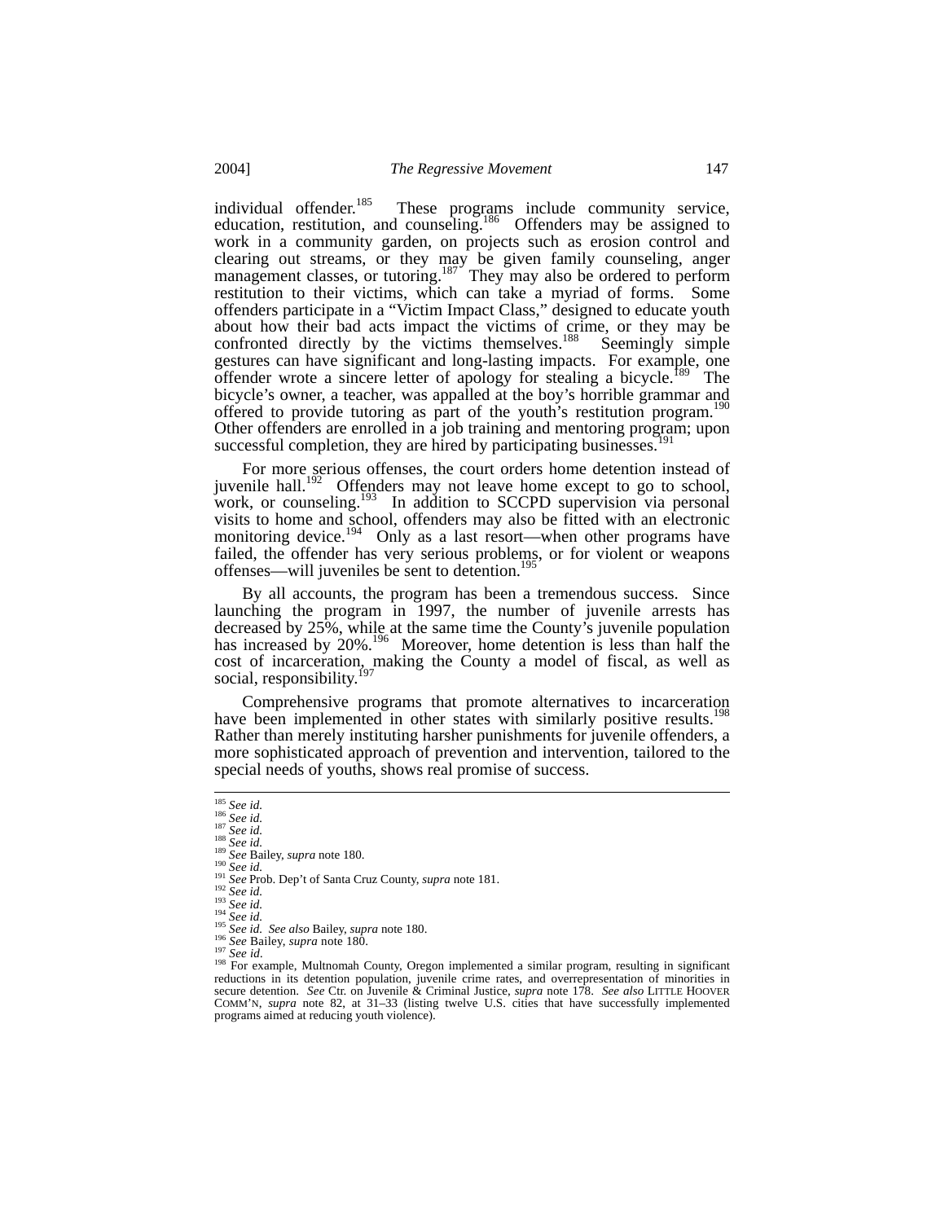individual offender.[185] These programs include community service, education, restitution, and counseling.[186] Offenders may be assigned to work in a community garden, on projects such as erosion control and clearing out streams, or they may be given family counseling, anger management classes, or tutoring.[187] They may also be ordered to perform restitution to their victims, which can take a myriad of forms. Some offenders participate in a "Victim Impact Class," designed to educate youth about how their bad acts impact the victims of crime, or they may be confronted directly by the victims themselves.[188] Seemingly simple gestures can have significant and long-lasting impacts. For example, one offender wrote a sincere letter of apology for stealing a bicycle.[189] The bicycle's owner, a teacher, was appalled at the boy's horrible grammar and offered to provide tutoring as part of the youth's restitution program.[190] Other offenders are enrolled in a job training and mentoring program; upon successful completion, they are hired by participating businesses.[191]

For more serious offenses, the court orders home detention instead of juvenile hall.[192] Offenders may not leave home except to go to school, work, or counseling.[193] In addition to SCCPD supervision via personal visits to home and school, offenders may also be fitted with an electronic monitoring device.[194] Only as a last resort—when other programs have failed, the offender has very serious problems, or for violent or weapons offenses—will juveniles be sent to detention.[195]

By all accounts, the program has been a tremendous success. Since launching the program in 1997, the number of juvenile arrests has decreased by 25%, while at the same time the County's juvenile population has increased by 20%.[196] Moreover, home detention is less than half the cost of incarceration, making the County a model of fiscal, as well as social, responsibility.[197]

Comprehensive programs that promote alternatives to incarceration have been implemented in other states with similarly positive results.[198] Rather than merely instituting harsher punishments for juvenile offenders, a more sophisticated approach of prevention and intervention, tailored to the special needs of youths, shows real promise of success.

---

[185] *See id.*
[186] *See id.*
[187] *See id.*
[188] *See id.*
[189] *See* Bailey, *supra* note 180.
[190] *See id.*
[191] *See* Prob. Dep't of Santa Cruz County, *supra* note 181.
[192] *See id.*
[193] *See id.*
[194] *See id.*
[195] *See id. See also* Bailey, *supra* note 180.
[196] *See* Bailey, *supra* note 180.
[197] *See id.*
[198] For example, Multnomah County, Oregon implemented a similar program, resulting in significant reductions in its detention population, juvenile crime rates, and overrepresentation of minorities in secure detention. *See* Ctr. on Juvenile & Criminal Justice, *supra* note 178. *See also* LITTLE HOOVER COMM'N, *supra* note 82, at 31–33 (listing twelve U.S. cities that have successfully implemented programs aimed at reducing youth violence).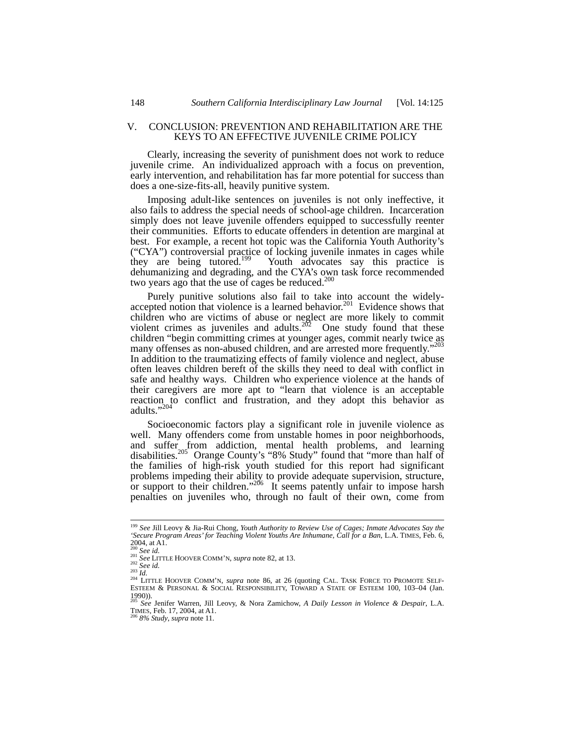## V. CONCLUSION: PREVENTION AND REHABILITATION ARE THE KEYS TO AN EFFECTIVE JUVENILE CRIME POLICY

Clearly, increasing the severity of punishment does not work to reduce juvenile crime. An individualized approach with a focus on prevention, early intervention, and rehabilitation has far more potential for success than does a one-size-fits-all, heavily punitive system.

Imposing adult-like sentences on juveniles is not only ineffective, it also fails to address the special needs of school-age children. Incarceration simply does not leave juvenile offenders equipped to successfully reenter their communities. Efforts to educate offenders in detention are marginal at best. For example, a recent hot topic was the California Youth Authority's ("CYA") controversial practice of locking juvenile inmates in cages while they are being tutored.[199] Youth advocates say this practice is dehumanizing and degrading, and the CYA's own task force recommended two years ago that the use of cages be reduced.[200]

Purely punitive solutions also fail to take into account the widely-accepted notion that violence is a learned behavior.[201] Evidence shows that children who are victims of abuse or neglect are more likely to commit violent crimes as juveniles and adults.[202] One study found that these children "begin committing crimes at younger ages, commit nearly twice as many offenses as non-abused children, and are arrested more frequently."[203] In addition to the traumatizing effects of family violence and neglect, abuse often leaves children bereft of the skills they need to deal with conflict in safe and healthy ways. Children who experience violence at the hands of their caregivers are more apt to "learn that violence is an acceptable reaction to conflict and frustration, and they adopt this behavior as adults."[204]

Socioeconomic factors play a significant role in juvenile violence as well. Many offenders come from unstable homes in poor neighborhoods, and suffer from addiction, mental health problems, and learning disabilities.[205] Orange County's "8% Study" found that "more than half of the families of high-risk youth studied for this report had significant problems impeding their ability to provide adequate supervision, structure, or support to their children."[206] It seems patently unfair to impose harsh penalties on juveniles who, through no fault of their own, come from

---

[199] *See* Jill Leovy & Jia-Rui Chong, *Youth Authority to Review Use of Cages; Inmate Advocates Say the 'Secure Program Areas' for Teaching Violent Youths Are Inhumane, Call for a Ban*, L.A. TIMES, Feb. 6, 2004, at A1.

[200] *See id.*

[201] *See* LITTLE HOOVER COMM'N, *supra* note 82, at 13.

[202] *See id.*

[203] *Id.*

[204] LITTLE HOOVER COMM'N, *supra* note 86, at 26 (quoting CAL. TASK FORCE TO PROMOTE SELF-ESTEEM & PERSONAL & SOCIAL RESPONSIBILITY, TOWARD A STATE OF ESTEEM 100, 103–04 (Jan. 1990)).

[205] *See* Jenifer Warren, Jill Leovy, & Nora Zamichow, *A Daily Lesson in Violence & Despair*, L.A. TIMES, Feb. 17, 2004, at A1.

[206] *8% Study*, *supra* note 11.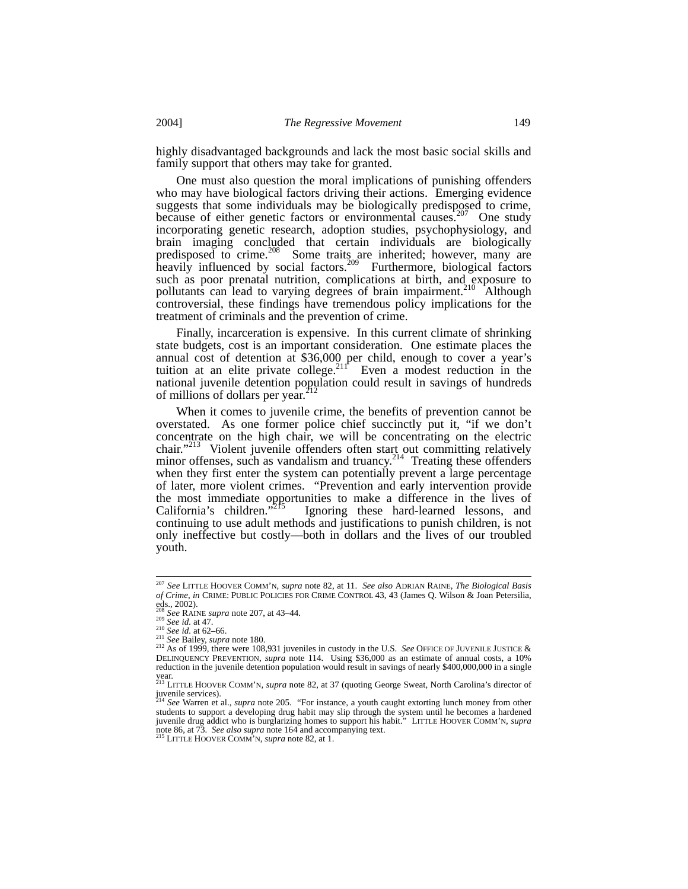highly disadvantaged backgrounds and lack the most basic social skills and family support that others may take for granted.

One must also question the moral implications of punishing offenders who may have biological factors driving their actions. Emerging evidence suggests that some individuals may be biologically predisposed to crime, because of either genetic factors or environmental causes.[207] One study incorporating genetic research, adoption studies, psychophysiology, and brain imaging concluded that certain individuals are biologically predisposed to crime.[208] Some traits are inherited; however, many are heavily influenced by social factors.[209] Furthermore, biological factors such as poor prenatal nutrition, complications at birth, and exposure to pollutants can lead to varying degrees of brain impairment.[210] Although controversial, these findings have tremendous policy implications for the treatment of criminals and the prevention of crime.

Finally, incarceration is expensive. In this current climate of shrinking state budgets, cost is an important consideration. One estimate places the annual cost of detention at $36,000 per child, enough to cover a year's tuition at an elite private college.[211] Even a modest reduction in the national juvenile detention population could result in savings of hundreds of millions of dollars per year.[212]

When it comes to juvenile crime, the benefits of prevention cannot be overstated. As one former police chief succinctly put it, "if we don't concentrate on the high chair, we will be concentrating on the electric chair."[213] Violent juvenile offenders often start out committing relatively minor offenses, such as vandalism and truancy.[214] Treating these offenders when they first enter the system can potentially prevent a large percentage of later, more violent crimes. "Prevention and early intervention provide the most immediate opportunities to make a difference in the lives of California's children."[215] Ignoring these hard-learned lessons, and continuing to use adult methods and justifications to punish children, is not only ineffective but costly—both in dollars and the lives of our troubled youth.

---

[207] *See* LITTLE HOOVER COMM'N, *supra* note 82, at 11. *See also* ADRIAN RAINE, *The Biological Basis of Crime*, *in* CRIME: PUBLIC POLICIES FOR CRIME CONTROL 43, 43 (James Q. Wilson & Joan Petersilia, eds., 2002).

[208] *See* RAINE *supra* note 207, at 43–44.

[209] *See id.* at 47.

[210] *See id.* at 62–66.

[211] *See* Bailey, *supra* note 180.

[212] As of 1999, there were 108,931 juveniles in custody in the U.S. *See* OFFICE OF JUVENILE JUSTICE & DELINQUENCY PREVENTION, *supra* note 114. Using $36,000 as an estimate of annual costs, a 10% reduction in the juvenile detention population would result in savings of nearly $400,000,000 in a single year.

[213] LITTLE HOOVER COMM'N, *supra* note 82, at 37 (quoting George Sweat, North Carolina's director of juvenile services).

[214] *See* Warren et al., *supra* note 205. "For instance, a youth caught extorting lunch money from other students to support a developing drug habit may slip through the system until he becomes a hardened juvenile drug addict who is burglarizing homes to support his habit." LITTLE HOOVER COMM'N, *supra* note 86, at 73. *See also supra* note 164 and accompanying text.

[215] LITTLE HOOVER COMM'N, *supra* note 82, at 1.